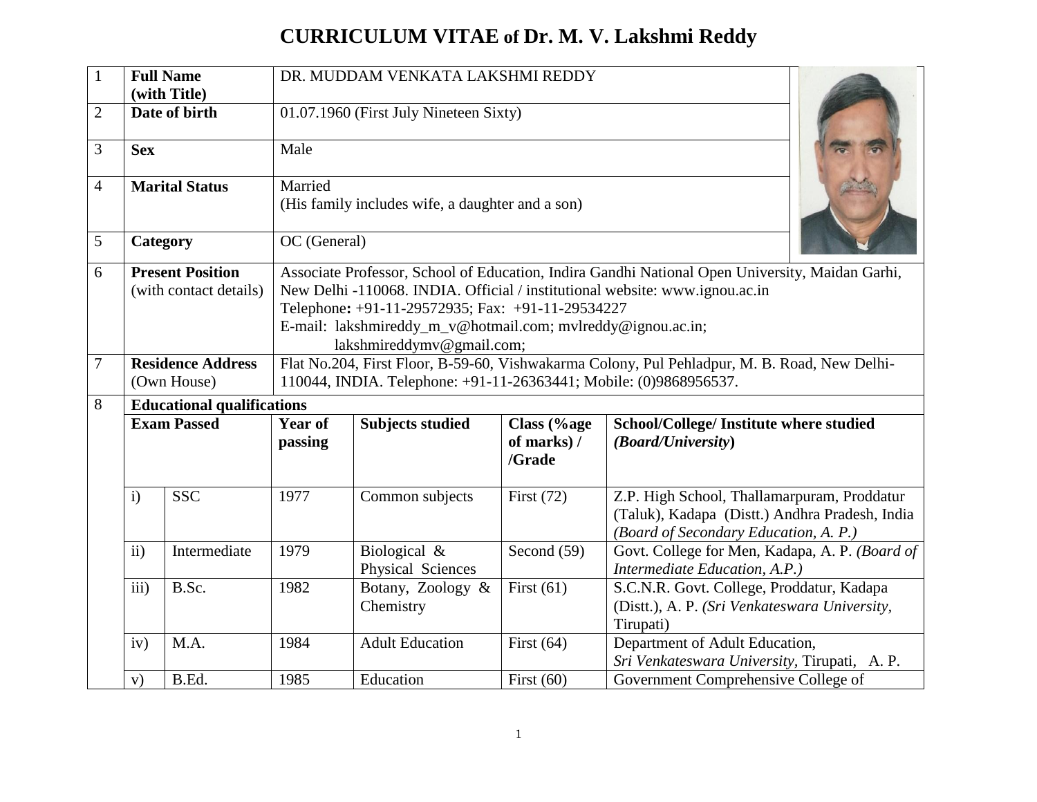# CURRICULUM VITAE of Dr. M. V. Lakshmi Reddy

| | | |
|---|---|---|
| 1 | **Full Name (with Title)** | DR. MUDDAM VENKATA LAKSHMI REDDY |
| 2 | **Date of birth** | 01.07.1960 (First July Nineteen Sixty) |
| 3 | **Sex** | Male |
| 4 | **Marital Status** | Married (His family includes wife, a daughter and a son) |
| 5 | **Category** | OC (General) |
| 6 | **Present Position** (with contact details) | Associate Professor, School of Education, Indira Gandhi National Open University, Maidan Garhi, New Delhi -110068. INDIA. Official / institutional website: www.ignou.ac.in<br>Telephone**:** +91-11-29572935; Fax: +91-11-29534227<br>E-mail: lakshmireddy_m_v@hotmail.com; mvlreddy@ignou.ac.in; lakshmireddymv@gmail.com; |
| 7 | **Residence Address** (Own House) | Flat No.204, First Floor, B-59-60, Vishwakarma Colony, Pul Pehladpur, M. B. Road, New Delhi-110044, INDIA. Telephone: +91-11-26363441; Mobile: (0)9868956537. |
| 8 | **Educational qualifications** | |

| | **Exam Passed** | **Year of passing** | **Subjects studied** | **Class (%age of marks) / /Grade** | **School/College/ Institute where studied *(Board/University*)** |
|---|---|---|---|---|---|
| i) | SSC | 1977 | Common subjects | First (72) | Z.P. High School, Thallamarpuram, Proddatur (Taluk), Kadapa (Distt.) Andhra Pradesh, India *(Board of Secondary Education, A. P.)* |
| ii) | Intermediate | 1979 | Biological & Physical Sciences | Second (59) | Govt. College for Men, Kadapa, A. P. *(Board of Intermediate Education, A.P.)* |
| iii) | B.Sc. | 1982 | Botany, Zoology & Chemistry | First (61) | S.C.N.R. Govt. College, Proddatur, Kadapa (Distt.), A. P. *(Sri Venkateswara University,* Tirupati) |
| iv) | M.A. | 1984 | Adult Education | First (64) | Department of Adult Education, *Sri Venkateswara University*, Tirupati, A. P. |
| v) | B.Ed. | 1985 | Education | First (60) | Government Comprehensive College of |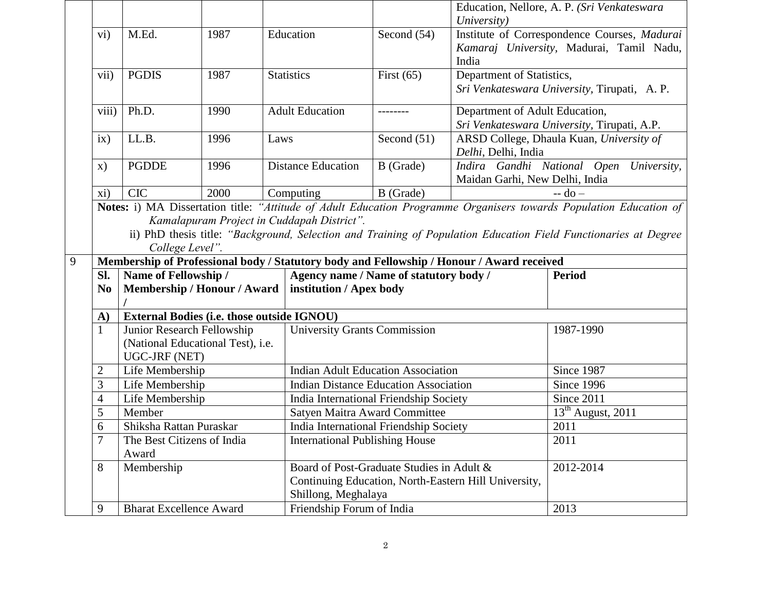| | | | | | |
|---|---|---|---|---|---|
| | | | | | Education, Nellore, A. P. *(Sri Venkateswara University)* |
| vi) | M.Ed. | 1987 | Education | Second (54) | Institute of Correspondence Courses, *Madurai Kamaraj University*, Madurai, Tamil Nadu, India |
| vii) | PGDIS | 1987 | Statistics | First (65) | Department of Statistics, *Sri Venkateswara University*, Tirupati, A. P. |
| viii) | Ph.D. | 1990 | Adult Education | -------- | Department of Adult Education, *Sri Venkateswara University*, Tirupati, A.P. |
| ix) | LL.B. | 1996 | Laws | Second (51) | ARSD College, Dhaula Kuan, *University of Delhi*, Delhi, India |
| x) | PGDDE | 1996 | Distance Education | B (Grade) | *Indira Gandhi National Open University*, Maidan Garhi, New Delhi, India |
| xi) | CIC | 2000 | Computing | B (Grade) | -- do – |

**Notes:** i) MA Dissertation title: *"Attitude of Adult Education Programme Organisers towards Population Education of Kamalapuram Project in Cuddapah District".*

ii) PhD thesis title: *"Background, Selection and Training of Population Education Field Functionaries at Degree College Level".*

**9 Membership of Professional body / Statutory body and Fellowship / Honour / Award received**

| Sl. No | Name of Fellowship / Membership / Honour / Award / | Agency name / Name of statutory body / institution / Apex body | Period |
|---|---|---|---|
| **A)** | **External Bodies (i.e. those outside IGNOU)** | | |
| 1 | Junior Research Fellowship (National Educational Test), i.e. UGC-JRF (NET) | University Grants Commission | 1987-1990 |
| 2 | Life Membership | Indian Adult Education Association | Since 1987 |
| 3 | Life Membership | Indian Distance Education Association | Since 1996 |
| 4 | Life Membership | India International Friendship Society | Since 2011 |
| 5 | Member | Satyen Maitra Award Committee | 13th August, 2011 |
| 6 | Shiksha Rattan Puraskar | India International Friendship Society | 2011 |
| 7 | The Best Citizens of India Award | International Publishing House | 2011 |
| 8 | Membership | Board of Post-Graduate Studies in Adult & Continuing Education, North-Eastern Hill University, Shillong, Meghalaya | 2012-2014 |
| 9 | Bharat Excellence Award | Friendship Forum of India | 2013 |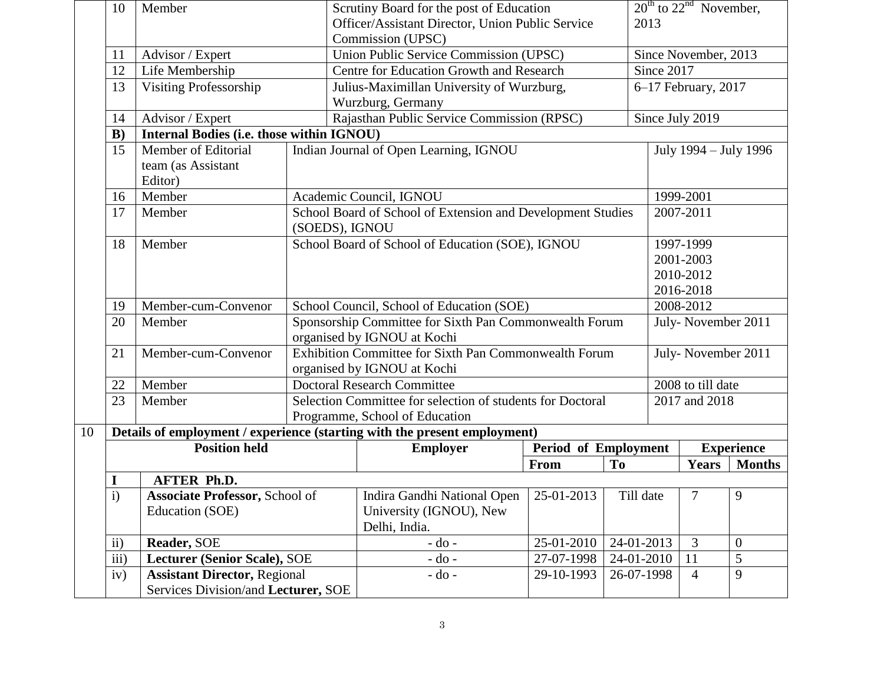| | | | | |
|---|---|---|---|---|
| | 10 | Member | Scrutiny Board for the post of Education Officer/Assistant Director, Union Public Service Commission (UPSC) | 20th to 22nd November, 2013 |
| | 11 | Advisor / Expert | Union Public Service Commission (UPSC) | Since November, 2013 |
| | 12 | Life Membership | Centre for Education Growth and Research | Since 2017 |
| | 13 | Visiting Professorship | Julius-Maximillan University of Wurzburg, Wurzburg, Germany | 6–17 February, 2017 |
| | 14 | Advisor / Expert | Rajasthan Public Service Commission (RPSC) | Since July 2019 |
| | **B)** | **Internal Bodies (i.e. those within IGNOU)** | | |
| | 15 | Member of Editorial team (as Assistant Editor) | Indian Journal of Open Learning, IGNOU | July 1994 – July 1996 |
| | 16 | Member | Academic Council, IGNOU | 1999-2001 |
| | 17 | Member | School Board of School of Extension and Development Studies (SOEDS), IGNOU | 2007-2011 |
| | 18 | Member | School Board of School of Education (SOE), IGNOU | 1997-1999<br>2001-2003<br>2010-2012<br>2016-2018 |
| | 19 | Member-cum-Convenor | School Council, School of Education (SOE) | 2008-2012 |
| | 20 | Member | Sponsorship Committee for Sixth Pan Commonwealth Forum organised by IGNOU at Kochi | July- November 2011 |
| | 21 | Member-cum-Convenor | Exhibition Committee for Sixth Pan Commonwealth Forum organised by IGNOU at Kochi | July- November 2011 |
| | 22 | Member | Doctoral Research Committee | 2008 to till date |
| | 23 | Member | Selection Committee for selection of students for Doctoral Programme, School of Education | 2017 and 2018 |

| 10 | **Details of employment / experience (starting with the present employment)** | | | | | | |
|---|---|---|---|---|---|---|---|
| | **Position held** | | **Employer** | **Period of Employment** | | **Experience** | |
| | | | | **From** | **To** | **Years** | **Months** |
| | **I** | **AFTER Ph.D.** | | | | | |
| | i) | **Associate Professor,** School of Education (SOE) | Indira Gandhi National Open University (IGNOU), New Delhi, India. | 25-01-2013 | Till date | 7 | 9 |
| | ii) | **Reader,** SOE | - do - | 25-01-2010 | 24-01-2013 | 3 | 0 |
| | iii) | **Lecturer (Senior Scale),** SOE | - do - | 27-07-1998 | 24-01-2010 | 11 | 5 |
| | iv) | **Assistant Director,** Regional Services Division/and **Lecturer,** SOE | - do - | 29-10-1993 | 26-07-1998 | 4 | 9 |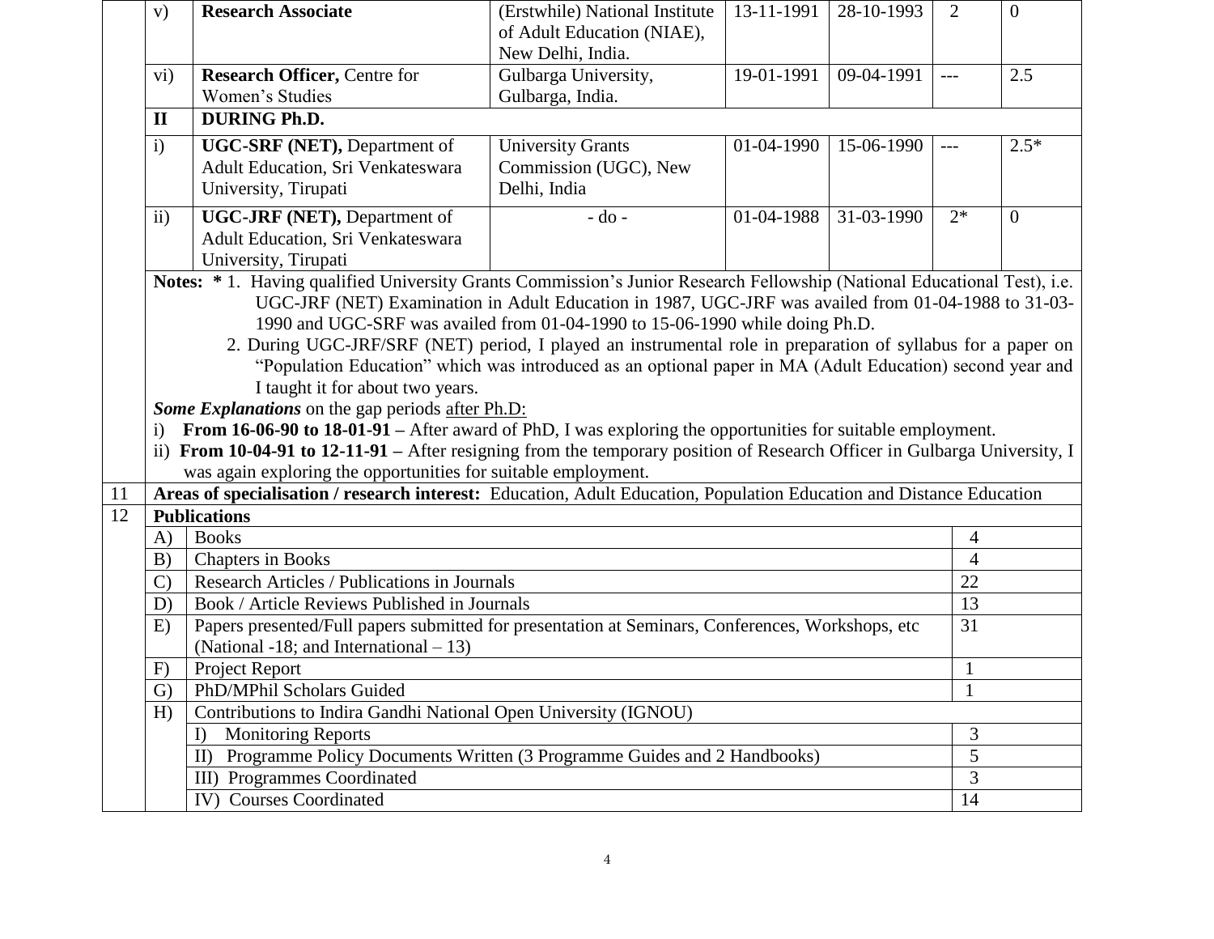| | | | | | | | |
|---|---|---|---|---|---|---|---|
| | v) | **Research Associate** | (Erstwhile) National Institute of Adult Education (NIAE), New Delhi, India. | 13-11-1991 | 28-10-1993 | 2 | 0 |
| | vi) | **Research Officer,** Centre for Women's Studies | Gulbarga University, Gulbarga, India. | 19-01-1991 | 09-04-1991 | --- | 2.5 |
| | **II** | **DURING Ph.D.** | | | | | |
| | i) | **UGC-SRF (NET),** Department of Adult Education, Sri Venkateswara University, Tirupati | University Grants Commission (UGC), New Delhi, India | 01-04-1990 | 15-06-1990 | --- | 2.5* |
| | ii) | **UGC-JRF (NET),** Department of Adult Education, Sri Venkateswara University, Tirupati | - do - | 01-04-1988 | 31-03-1990 | 2* | 0 |

**Notes: *** 1. Having qualified University Grants Commission's Junior Research Fellowship (National Educational Test), i.e. UGC-JRF (NET) Examination in Adult Education in 1987, UGC-JRF was availed from 01-04-1988 to 31-03-1990 and UGC-SRF was availed from 01-04-1990 to 15-06-1990 while doing Ph.D.

2. During UGC-JRF/SRF (NET) period, I played an instrumental role in preparation of syllabus for a paper on "Population Education" which was introduced as an optional paper in MA (Adult Education) second year and I taught it for about two years.

***Some Explanations*** on the gap periods after Ph.D:

i) **From 16-06-90 to 18-01-91 –** After award of PhD, I was exploring the opportunities for suitable employment.

ii) **From 10-04-91 to 12-11-91 –** After resigning from the temporary position of Research Officer in Gulbarga University, I was again exploring the opportunities for suitable employment.

| | | | |
|---|---|---|---|
| 11 | **Areas of specialisation / research interest:** Education, Adult Education, Population Education and Distance Education | | |
| 12 | **Publications** | | |
| | A) | Books | 4 |
| | B) | Chapters in Books | 4 |
| | C) | Research Articles / Publications in Journals | 22 |
| | D) | Book / Article Reviews Published in Journals | 13 |
| | E) | Papers presented/Full papers submitted for presentation at Seminars, Conferences, Workshops, etc (National -18; and International – 13) | 31 |
| | F) | Project Report | 1 |
| | G) | PhD/MPhil Scholars Guided | 1 |
| | H) | Contributions to Indira Gandhi National Open University (IGNOU) | |
| | | I) Monitoring Reports | 3 |
| | | II) Programme Policy Documents Written (3 Programme Guides and 2 Handbooks) | 5 |
| | | III) Programmes Coordinated | 3 |
| | | IV) Courses Coordinated | 14 |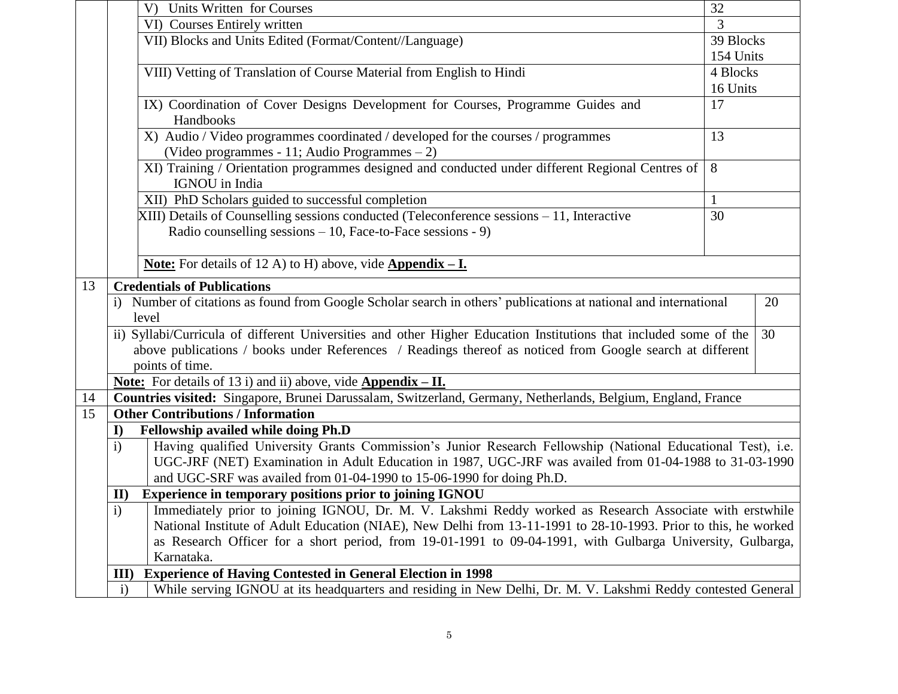| | | | |
|---|---|---|---|
| | | V) Units Written for Courses | 32 |
| | | VI) Courses Entirely written | 3 |
| | | VII) Blocks and Units Edited (Format/Content//Language) | 39 Blocks 154 Units |
| | | VIII) Vetting of Translation of Course Material from English to Hindi | 4 Blocks 16 Units |
| | | IX) Coordination of Cover Designs Development for Courses, Programme Guides and Handbooks | 17 |
| | | X) Audio / Video programmes coordinated / developed for the courses / programmes (Video programmes - 11; Audio Programmes – 2) | 13 |
| | | XI) Training / Orientation programmes designed and conducted under different Regional Centres of IGNOU in India | 8 |
| | | XII) PhD Scholars guided to successful completion | 1 |
| | | XIII) Details of Counselling sessions conducted (Teleconference sessions – 11, Interactive Radio counselling sessions – 10, Face-to-Face sessions - 9) | 30 |
| | | **Note:** For details of 12 A) to H) above, vide **Appendix – I.** | |

| | | |
|---|---|---|
| 13 | **Credentials of Publications** | |
| | i) Number of citations as found from Google Scholar search in others' publications at national and international level | 20 |
| | ii) Syllabi/Curricula of different Universities and other Higher Education Institutions that included some of the above publications / books under References / Readings thereof as noticed from Google search at different points of time. | 30 |
| | **Note:** For details of 13 i) and ii) above, vide **Appendix – II.** | |
| 14 | **Countries visited:** Singapore, Brunei Darussalam, Switzerland, Germany, Netherlands, Belgium, England, France | |
| 15 | **Other Contributions / Information** | |
| | **I) Fellowship availed while doing Ph.D** | |
| | i) Having qualified University Grants Commission's Junior Research Fellowship (National Educational Test), i.e. UGC-JRF (NET) Examination in Adult Education in 1987, UGC-JRF was availed from 01-04-1988 to 31-03-1990 and UGC-SRF was availed from 01-04-1990 to 15-06-1990 for doing Ph.D. | |
| | **II) Experience in temporary positions prior to joining IGNOU** | |
| | i) Immediately prior to joining IGNOU, Dr. M. V. Lakshmi Reddy worked as Research Associate with erstwhile National Institute of Adult Education (NIAE), New Delhi from 13-11-1991 to 28-10-1993. Prior to this, he worked as Research Officer for a short period, from 19-01-1991 to 09-04-1991, with Gulbarga University, Gulbarga, Karnataka. | |
| | **III) Experience of Having Contested in General Election in 1998** | |
| | i) While serving IGNOU at its headquarters and residing in New Delhi, Dr. M. V. Lakshmi Reddy contested General | |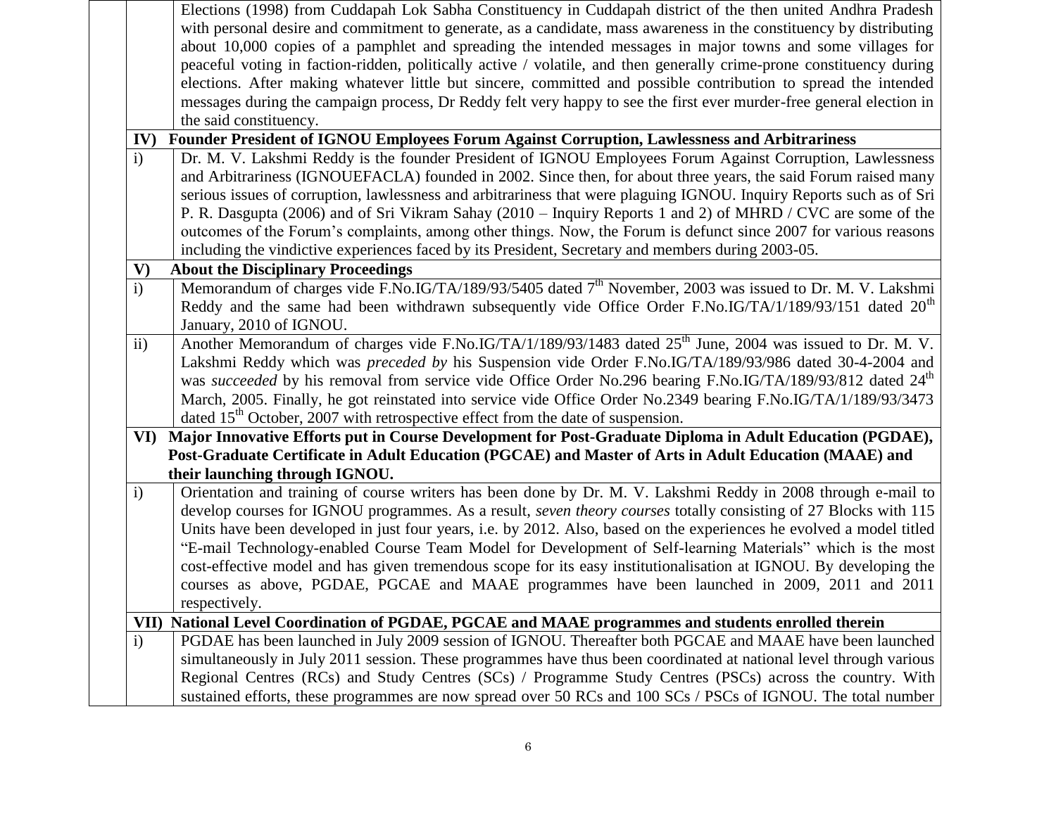| | | |
|---|---|---|
| | | Elections (1998) from Cuddapah Lok Sabha Constituency in Cuddapah district of the then united Andhra Pradesh with personal desire and commitment to generate, as a candidate, mass awareness in the constituency by distributing about 10,000 copies of a pamphlet and spreading the intended messages in major towns and some villages for peaceful voting in faction-ridden, politically active / volatile, and then generally crime-prone constituency during elections. After making whatever little but sincere, committed and possible contribution to spread the intended messages during the campaign process, Dr Reddy felt very happy to see the first ever murder-free general election in the said constituency. |
| | **IV) Founder President of IGNOU Employees Forum Against Corruption, Lawlessness and Arbitrariness** | |
| | i) | Dr. M. V. Lakshmi Reddy is the founder President of IGNOU Employees Forum Against Corruption, Lawlessness and Arbitrariness (IGNOUEFACLA) founded in 2002. Since then, for about three years, the said Forum raised many serious issues of corruption, lawlessness and arbitrariness that were plaguing IGNOU. Inquiry Reports such as of Sri P. R. Dasgupta (2006) and of Sri Vikram Sahay (2010 – Inquiry Reports 1 and 2) of MHRD / CVC are some of the outcomes of the Forum's complaints, among other things. Now, the Forum is defunct since 2007 for various reasons including the vindictive experiences faced by its President, Secretary and members during 2003-05. |
| | **V) About the Disciplinary Proceedings** | |
| | i) | Memorandum of charges vide F.No.IG/TA/189/93/5405 dated 7th November, 2003 was issued to Dr. M. V. Lakshmi Reddy and the same had been withdrawn subsequently vide Office Order F.No.IG/TA/1/189/93/151 dated 20th January, 2010 of IGNOU. |
| | ii) | Another Memorandum of charges vide F.No.IG/TA/1/189/93/1483 dated 25th June, 2004 was issued to Dr. M. V. Lakshmi Reddy which was *preceded by* his Suspension vide Order F.No.IG/TA/189/93/986 dated 30-4-2004 and was *succeeded* by his removal from service vide Office Order No.296 bearing F.No.IG/TA/189/93/812 dated 24th March, 2005. Finally, he got reinstated into service vide Office Order No.2349 bearing F.No.IG/TA/1/189/93/3473 dated 15th October, 2007 with retrospective effect from the date of suspension. |
| | **VI) Major Innovative Efforts put in Course Development for Post-Graduate Diploma in Adult Education (PGDAE), Post-Graduate Certificate in Adult Education (PGCAE) and Master of Arts in Adult Education (MAAE) and their launching through IGNOU.** | |
| | i) | Orientation and training of course writers has been done by Dr. M. V. Lakshmi Reddy in 2008 through e-mail to develop courses for IGNOU programmes. As a result, *seven theory courses* totally consisting of 27 Blocks with 115 Units have been developed in just four years, i.e. by 2012. Also, based on the experiences he evolved a model titled "E-mail Technology-enabled Course Team Model for Development of Self-learning Materials" which is the most cost-effective model and has given tremendous scope for its easy institutionalisation at IGNOU. By developing the courses as above, PGDAE, PGCAE and MAAE programmes have been launched in 2009, 2011 and 2011 respectively. |
| | **VII) National Level Coordination of PGDAE, PGCAE and MAAE programmes and students enrolled therein** | |
| | i) | PGDAE has been launched in July 2009 session of IGNOU. Thereafter both PGCAE and MAAE have been launched simultaneously in July 2011 session. These programmes have thus been coordinated at national level through various Regional Centres (RCs) and Study Centres (SCs) / Programme Study Centres (PSCs) across the country. With sustained efforts, these programmes are now spread over 50 RCs and 100 SCs / PSCs of IGNOU. The total number |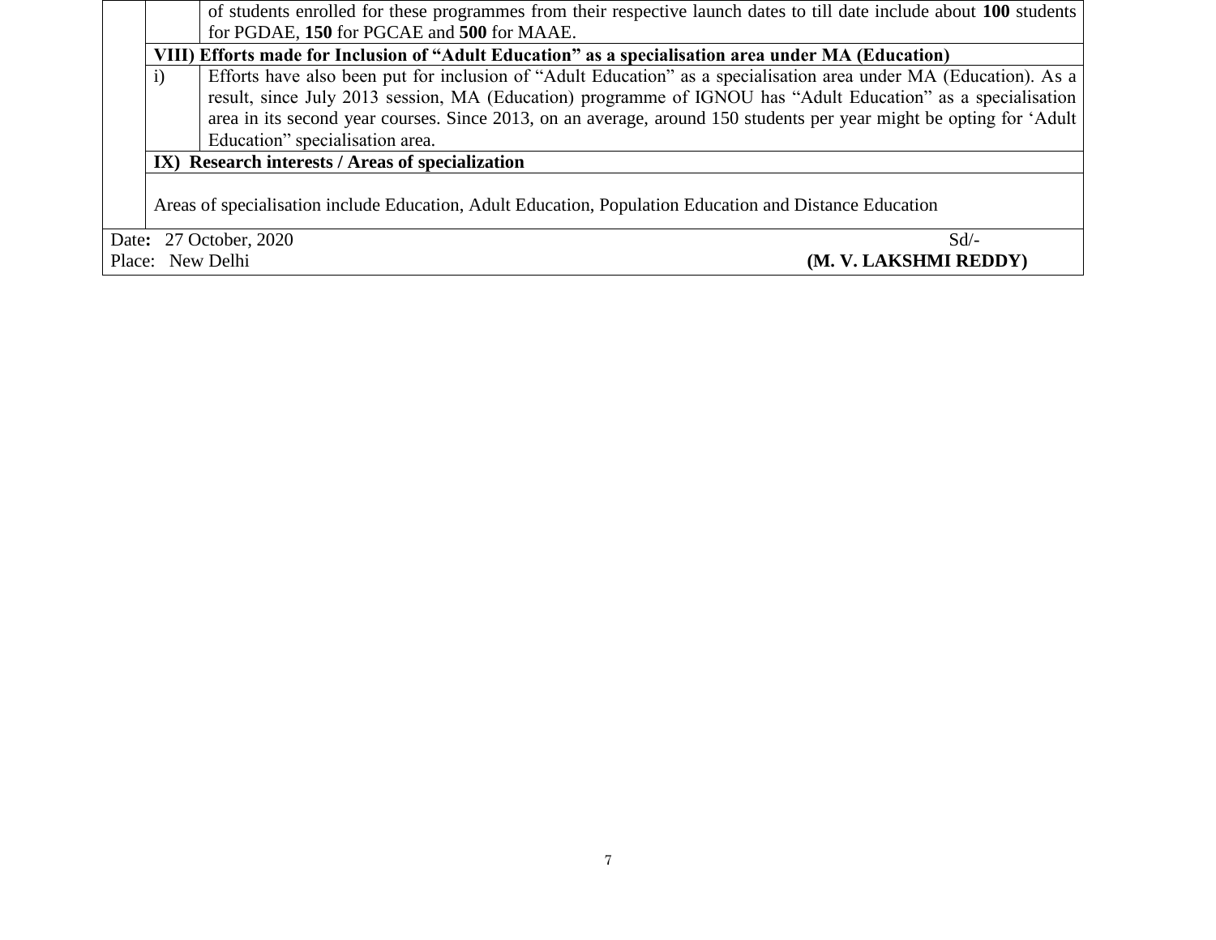| | | |
|---|---|---|
| | | of students enrolled for these programmes from their respective launch dates to till date include about **100** students for PGDAE, **150** for PGCAE and **500** for MAAE. |
| | **VIII) Efforts made for Inclusion of "Adult Education" as a specialisation area under MA (Education)** | |
| | i) | Efforts have also been put for inclusion of "Adult Education" as a specialisation area under MA (Education). As a result, since July 2013 session, MA (Education) programme of IGNOU has "Adult Education" as a specialisation area in its second year courses. Since 2013, on an average, around 150 students per year might be opting for 'Adult Education" specialisation area. |
| | **IX) Research interests / Areas of specialization** | |
| | Areas of specialisation include Education, Adult Education, Population Education and Distance Education | |

Date: 27 October, 2020
Place: New Delhi

Sd/-
**(M. V. LAKSHMI REDDY)**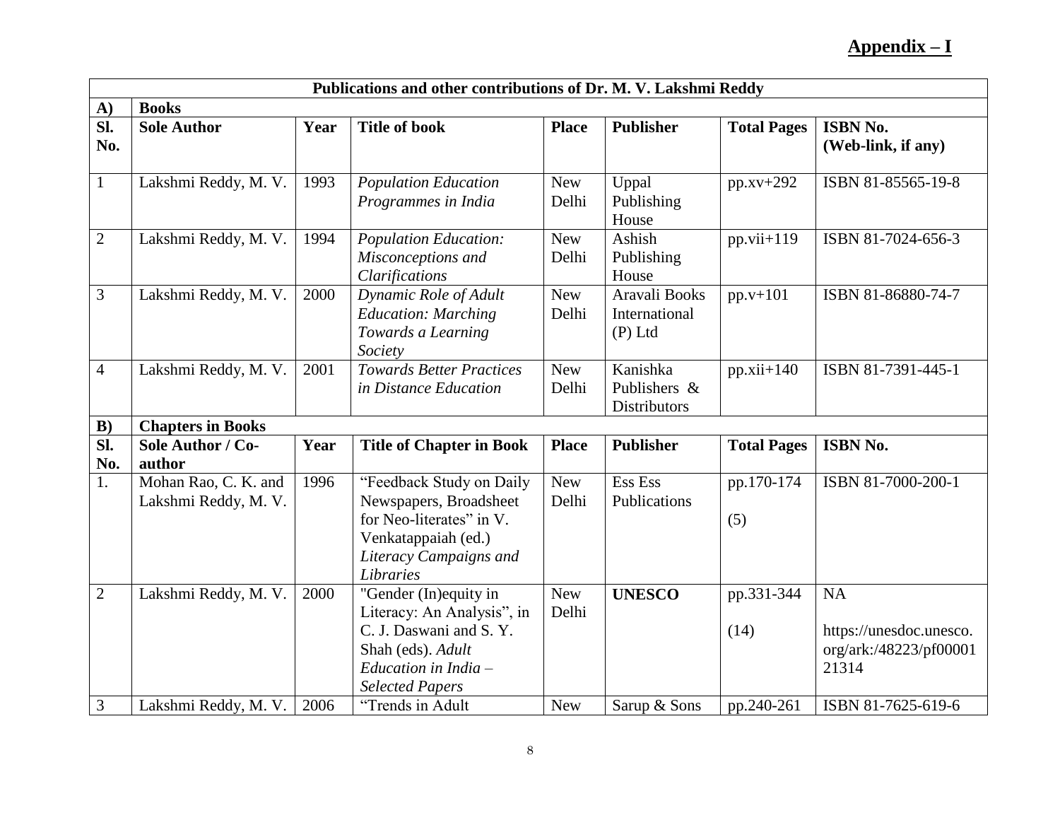**Appendix – I**

| Publications and other contributions of Dr. M. V. Lakshmi Reddy | | | | | | | |
|---|---|---|---|---|---|---|---|
| **A)** | **Books** | | | | | | |
| **Sl. No.** | **Sole Author** | **Year** | **Title of book** | **Place** | **Publisher** | **Total Pages** | **ISBN No. (Web-link, if any)** |
| 1 | Lakshmi Reddy, M. V. | 1993 | *Population Education Programmes in India* | New Delhi | Uppal Publishing House | pp.xv+292 | ISBN 81-85565-19-8 |
| 2 | Lakshmi Reddy, M. V. | 1994 | *Population Education: Misconceptions and Clarifications* | New Delhi | Ashish Publishing House | pp.vii+119 | ISBN 81-7024-656-3 |
| 3 | Lakshmi Reddy, M. V. | 2000 | *Dynamic Role of Adult Education: Marching Towards a Learning Society* | New Delhi | Aravali Books International (P) Ltd | pp.v+101 | ISBN 81-86880-74-7 |
| 4 | Lakshmi Reddy, M. V. | 2001 | *Towards Better Practices in Distance Education* | New Delhi | Kanishka Publishers & Distributors | pp.xii+140 | ISBN 81-7391-445-1 |
| **B)** | **Chapters in Books** | | | | | | |
| **Sl. No.** | **Sole Author / Co-author** | **Year** | **Title of Chapter in Book** | **Place** | **Publisher** | **Total Pages** | **ISBN No.** |
| 1. | Mohan Rao, C. K. and Lakshmi Reddy, M. V. | 1996 | "Feedback Study on Daily Newspapers, Broadsheet for Neo-literates" in V. Venkatappaiah (ed.) *Literacy Campaigns and Libraries* | New Delhi | Ess Ess Publications | pp.170-174 (5) | ISBN 81-7000-200-1 |
| 2 | Lakshmi Reddy, M. V. | 2000 | "Gender (In)equity in Literacy: An Analysis", in C. J. Daswani and S. Y. Shah (eds). *Adult Education in India – Selected Papers* | New Delhi | **UNESCO** | pp.331-344 (14) | NA https://unesdoc.unesco.org/ark:/48223/pf0000121314 |
| 3 | Lakshmi Reddy, M. V. | 2006 | "Trends in Adult | New | Sarup & Sons | pp.240-261 | ISBN 81-7625-619-6 |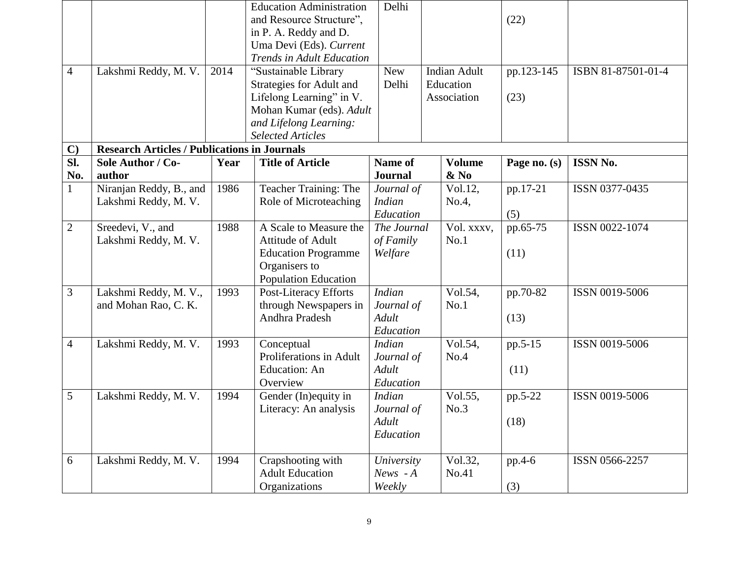| | | | Education Administration and Resource Structure", in P. A. Reddy and D. Uma Devi (Eds). *Current Trends in Adult Education* | Delhi | | (22) | |
|---|---|---|---|---|---|---|---|
| 4 | Lakshmi Reddy, M. V. | 2014 | "Sustainable Library Strategies for Adult and Lifelong Learning" in V. Mohan Kumar (eds). *Adult and Lifelong Learning: Selected Articles* | New Delhi | Indian Adult Education Association | pp.123-145 (23) | ISBN 81-87501-01-4 |

**C) Research Articles / Publications in Journals**

| Sl. No. | Sole Author / Co-author | Year | Title of Article | Name of Journal | Volume & No | Page no. (s) | ISSN No. |
|---|---|---|---|---|---|---|---|
| 1 | Niranjan Reddy, B., and Lakshmi Reddy, M. V. | 1986 | Teacher Training: The Role of Microteaching | *Journal of Indian Education* | Vol.12, No.4, | pp.17-21 (5) | ISSN 0377-0435 |
| 2 | Sreedevi, V., and Lakshmi Reddy, M. V. | 1988 | A Scale to Measure the Attitude of Adult Education Programme Organisers to Population Education | *The Journal of Family Welfare* | Vol. xxxv, No.1 | pp.65-75 (11) | ISSN 0022-1074 |
| 3 | Lakshmi Reddy, M. V., and Mohan Rao, C. K. | 1993 | Post-Literacy Efforts through Newspapers in Andhra Pradesh | *Indian Journal of Adult Education* | Vol.54, No.1 | pp.70-82 (13) | ISSN 0019-5006 |
| 4 | Lakshmi Reddy, M. V. | 1993 | Conceptual Proliferations in Adult Education: An Overview | *Indian Journal of Adult Education* | Vol.54, No.4 | pp.5-15 (11) | ISSN 0019-5006 |
| 5 | Lakshmi Reddy, M. V. | 1994 | Gender (In)equity in Literacy: An analysis | *Indian Journal of Adult Education* | Vol.55, No.3 | pp.5-22 (18) | ISSN 0019-5006 |
| 6 | Lakshmi Reddy, M. V. | 1994 | Crapshooting with Adult Education Organizations | *University News - A Weekly* | Vol.32, No.41 | pp.4-6 (3) | ISSN 0566-2257 |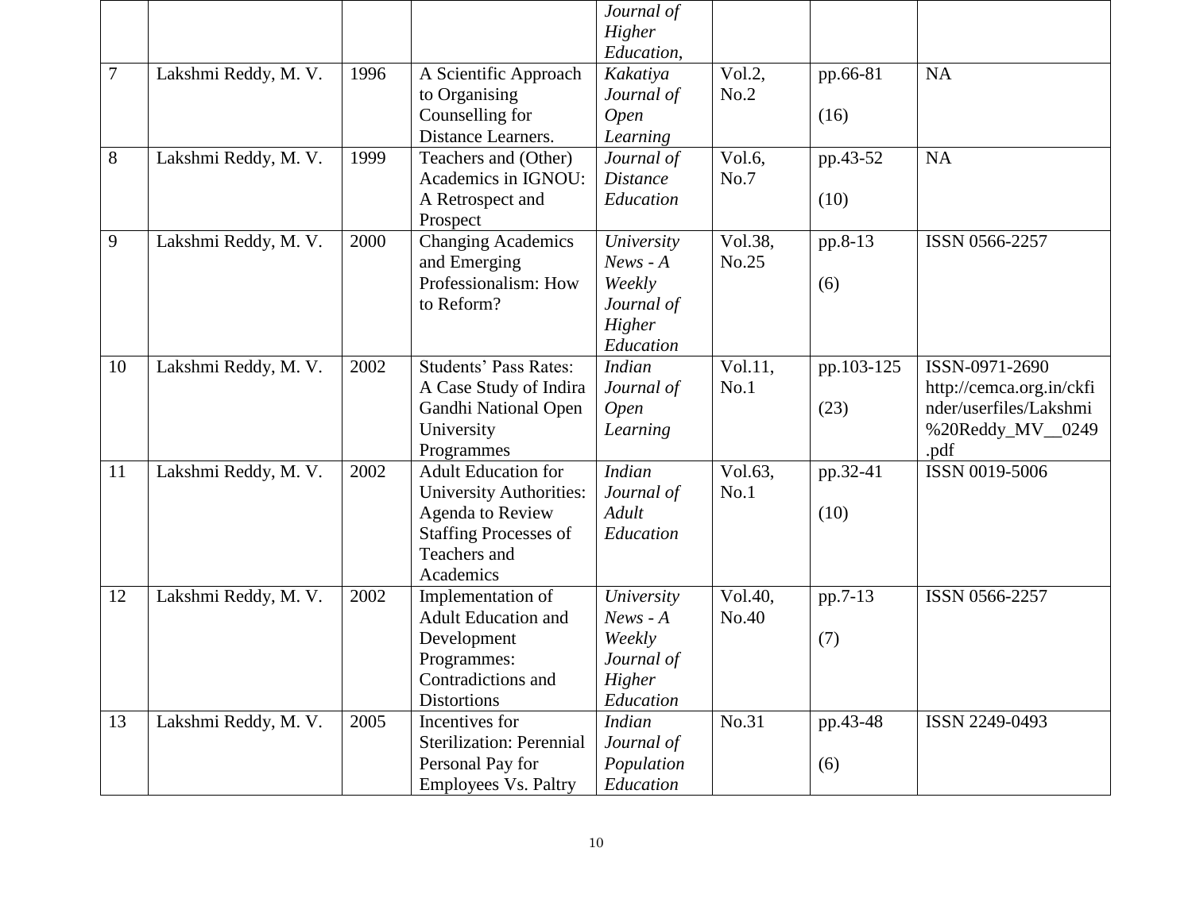| | | | | *Journal of Higher Education,* | | | |
|---|---|---|---|---|---|---|---|
| 7 | Lakshmi Reddy, M. V. | 1996 | A Scientific Approach to Organising Counselling for Distance Learners. | *Kakatiya Journal of Open Learning* | Vol.2, No.2 | pp.66-81 (16) | NA |
| 8 | Lakshmi Reddy, M. V. | 1999 | Teachers and (Other) Academics in IGNOU: A Retrospect and Prospect | *Journal of Distance Education* | Vol.6, No.7 | pp.43-52 (10) | NA |
| 9 | Lakshmi Reddy, M. V. | 2000 | Changing Academics and Emerging Professionalism: How to Reform? | *University News - A Weekly Journal of Higher Education* | Vol.38, No.25 | pp.8-13 (6) | ISSN 0566-2257 |
| 10 | Lakshmi Reddy, M. V. | 2002 | Students' Pass Rates: A Case Study of Indira Gandhi National Open University Programmes | *Indian Journal of Open Learning* | Vol.11, No.1 | pp.103-125 (23) | ISSN-0971-2690 http://cemca.org.in/ckfinder/userfiles/Lakshmi%20Reddy_MV__0249.pdf |
| 11 | Lakshmi Reddy, M. V. | 2002 | Adult Education for University Authorities: Agenda to Review Staffing Processes of Teachers and Academics | *Indian Journal of Adult Education* | Vol.63, No.1 | pp.32-41 (10) | ISSN 0019-5006 |
| 12 | Lakshmi Reddy, M. V. | 2002 | Implementation of Adult Education and Development Programmes: Contradictions and Distortions | *University News - A Weekly Journal of Higher Education* | Vol.40, No.40 | pp.7-13 (7) | ISSN 0566-2257 |
| 13 | Lakshmi Reddy, M. V. | 2005 | Incentives for Sterilization: Perennial Personal Pay for Employees Vs. Paltry | *Indian Journal of Population Education* | No.31 | pp.43-48 (6) | ISSN 2249-0493 |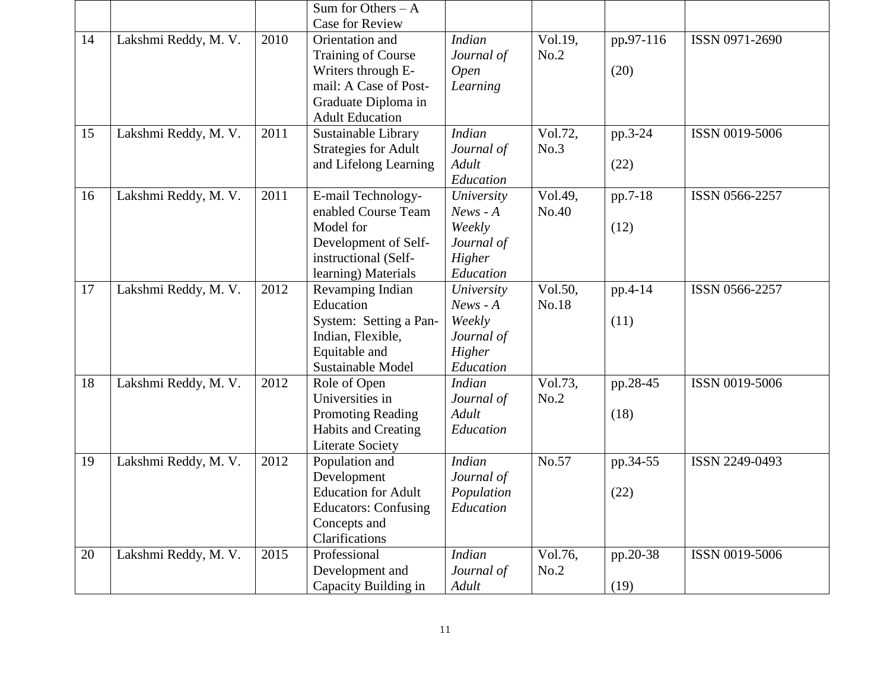| | | | Sum for Others – A Case for Review | | | | |
|---|---|---|---|---|---|---|---|
| 14 | Lakshmi Reddy, M. V. | 2010 | Orientation and Training of Course Writers through E-mail: A Case of Post-Graduate Diploma in Adult Education | *Indian Journal of Open Learning* | Vol.19, No.2 | pp.97-116 (20) | ISSN 0971-2690 |
| 15 | Lakshmi Reddy, M. V. | 2011 | Sustainable Library Strategies for Adult and Lifelong Learning | *Indian Journal of Adult Education* | Vol.72, No.3 | pp.3-24 (22) | ISSN 0019-5006 |
| 16 | Lakshmi Reddy, M. V. | 2011 | E-mail Technology-enabled Course Team Model for Development of Self-instructional (Self-learning) Materials | *University News - A Weekly Journal of Higher Education* | Vol.49, No.40 | pp.7-18 (12) | ISSN 0566-2257 |
| 17 | Lakshmi Reddy, M. V. | 2012 | Revamping Indian Education System: Setting a Pan-Indian, Flexible, Equitable and Sustainable Model | *University News - A Weekly Journal of Higher Education* | Vol.50, No.18 | pp.4-14 (11) | ISSN 0566-2257 |
| 18 | Lakshmi Reddy, M. V. | 2012 | Role of Open Universities in Promoting Reading Habits and Creating Literate Society | *Indian Journal of Adult Education* | Vol.73, No.2 | pp.28-45 (18) | ISSN 0019-5006 |
| 19 | Lakshmi Reddy, M. V. | 2012 | Population and Development Education for Adult Educators: Confusing Concepts and Clarifications | *Indian Journal of Population Education* | No.57 | pp.34-55 (22) | ISSN 2249-0493 |
| 20 | Lakshmi Reddy, M. V. | 2015 | Professional Development and Capacity Building in | *Indian Journal of Adult* | Vol.76, No.2 | pp.20-38 (19) | ISSN 0019-5006 |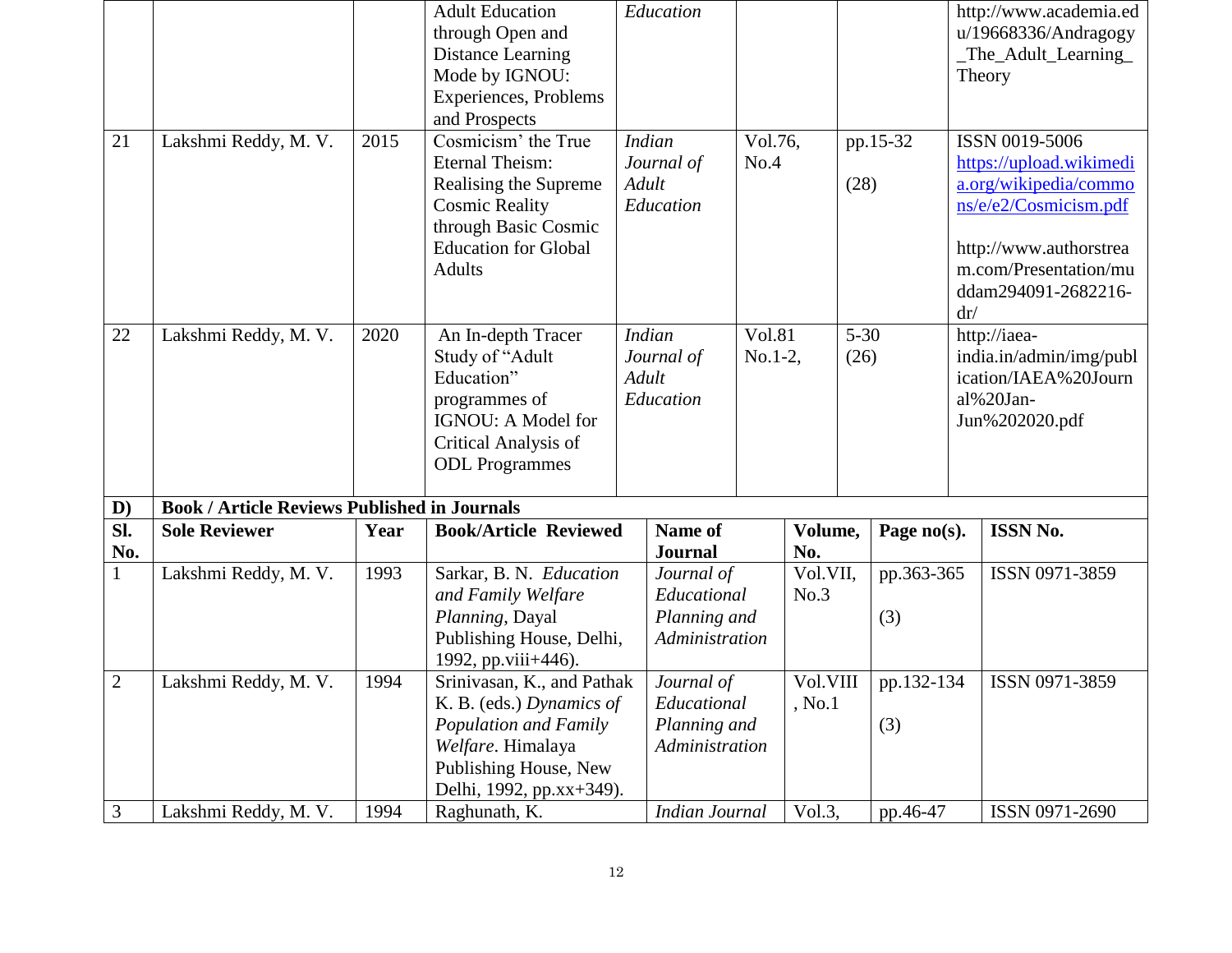| | | | | | | | |
|---|---|---|---|---|---|---|---|
| | | | Adult Education through Open and Distance Learning Mode by IGNOU: Experiences, Problems and Prospects | *Education* | | | http://www.academia.edu/19668336/Andragogy_The_Adult_Learning_Theory |
| 21 | Lakshmi Reddy, M. V. | 2015 | Cosmicism' the True Eternal Theism: Realising the Supreme Cosmic Reality through Basic Cosmic Education for Global Adults | *Indian Journal of Adult Education* | Vol.76, No.4 | pp.15-32 (28) | ISSN 0019-5006 https://upload.wikimedia.org/wikipedia/commons/e/e2/Cosmicism.pdf http://www.authorstream.com/Presentation/muddam294091-2682216-dr/ |
| 22 | Lakshmi Reddy, M. V. | 2020 | An In-depth Tracer Study of "Adult Education" programmes of IGNOU: A Model for Critical Analysis of ODL Programmes | *Indian Journal of Adult Education* | Vol.81 No.1-2, | 5-30 (26) | http://iaea-india.in/admin/img/publication/IAEA%20Journal%20Jan-Jun%202020.pdf |

**D) Book / Article Reviews Published in Journals**

| Sl. No. | Sole Reviewer | Year | Book/Article Reviewed | Name of Journal | Volume, No. | Page no(s). | ISSN No. |
|---|---|---|---|---|---|---|---|
| 1 | Lakshmi Reddy, M. V. | 1993 | Sarkar, B. N. *Education and Family Welfare Planning*, Dayal Publishing House, Delhi, 1992, pp.viii+446). | *Journal of Educational Planning and Administration* | Vol.VII, No.3 | pp.363-365 (3) | ISSN 0971-3859 |
| 2 | Lakshmi Reddy, M. V. | 1994 | Srinivasan, K., and Pathak K. B. (eds.) *Dynamics of Population and Family Welfare*. Himalaya Publishing House, New Delhi, 1992, pp.xx+349). | *Journal of Educational Planning and Administration* | Vol.VIII, No.1 | pp.132-134 (3) | ISSN 0971-3859 |
| 3 | Lakshmi Reddy, M. V. | 1994 | Raghunath, K. | *Indian Journal* | Vol.3, | pp.46-47 | ISSN 0971-2690 |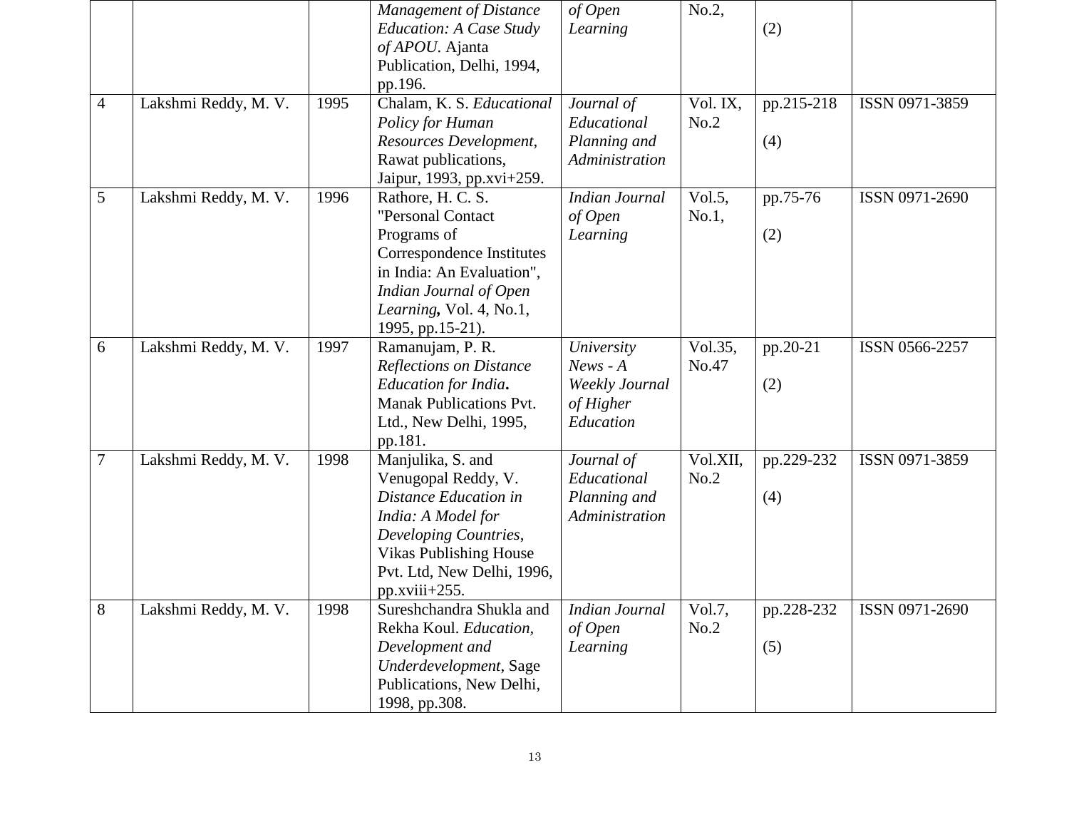| | | | *Management of Distance Education: A Case Study of APOU*. Ajanta Publication, Delhi, 1994, pp.196. | *of Open Learning* | No.2, | (2) | |
|---|---|---|---|---|---|---|---|
| 4 | Lakshmi Reddy, M. V. | 1995 | Chalam, K. S. *Educational Policy for Human Resources Development*, Rawat publications, Jaipur, 1993, pp.xvi+259. | *Journal of Educational Planning and Administration* | Vol. IX, No.2 | pp.215-218 (4) | ISSN 0971-3859 |
| 5 | Lakshmi Reddy, M. V. | 1996 | Rathore, H. C. S. "Personal Contact Programs of Correspondence Institutes in India: An Evaluation", *Indian Journal of Open Learning***,** Vol. 4, No.1, 1995, pp.15-21). | *Indian Journal of Open Learning* | Vol.5, No.1, | pp.75-76 (2) | ISSN 0971-2690 |
| 6 | Lakshmi Reddy, M. V. | 1997 | Ramanujam, P. R. *Reflections on Distance Education for India***.** Manak Publications Pvt. Ltd., New Delhi, 1995, pp.181. | *University News - A Weekly Journal of Higher Education* | Vol.35, No.47 | pp.20-21 (2) | ISSN 0566-2257 |
| 7 | Lakshmi Reddy, M. V. | 1998 | Manjulika, S. and Venugopal Reddy, V. *Distance Education in India: A Model for Developing Countries*, Vikas Publishing House Pvt. Ltd, New Delhi, 1996, pp.xviii+255. | *Journal of Educational Planning and Administration* | Vol.XII, No.2 | pp.229-232 (4) | ISSN 0971-3859 |
| 8 | Lakshmi Reddy, M. V. | 1998 | Sureshchandra Shukla and Rekha Koul. *Education, Development and Underdevelopment*, Sage Publications, New Delhi, 1998, pp.308. | *Indian Journal of Open Learning* | Vol.7, No.2 | pp.228-232 (5) | ISSN 0971-2690 |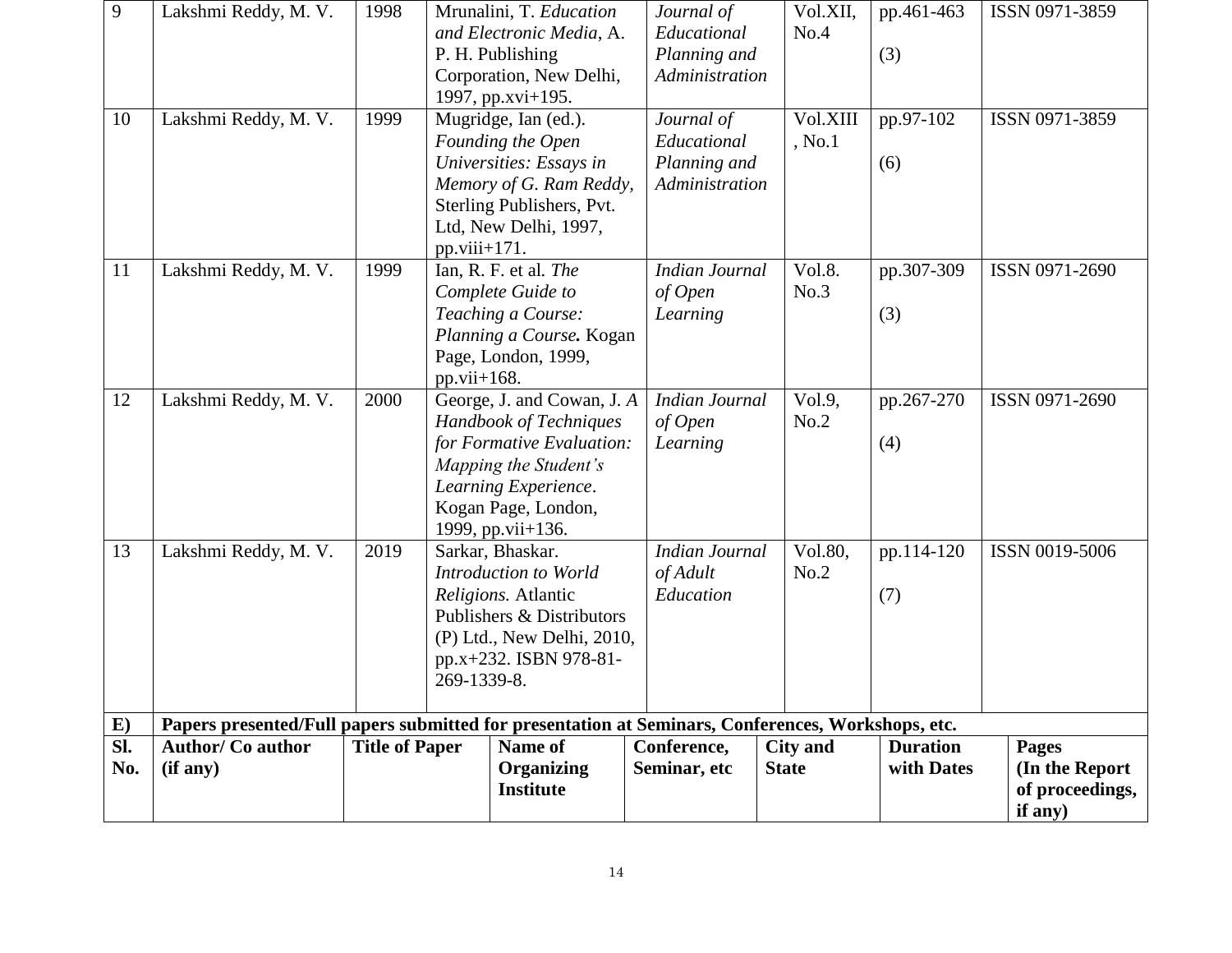| 9 | Lakshmi Reddy, M. V. | 1998 | Mrunalini, T. *Education and Electronic Media*, A. P. H. Publishing Corporation, New Delhi, 1997, pp.xvi+195. | *Journal of Educational Planning and Administration* | Vol.XII, No.4 | pp.461-463 (3) | ISSN 0971-3859 |
|---|---|---|---|---|---|---|---|
| 10 | Lakshmi Reddy, M. V. | 1999 | Mugridge, Ian (ed.). *Founding the Open Universities: Essays in Memory of G. Ram Reddy*, Sterling Publishers, Pvt. Ltd, New Delhi, 1997, pp.viii+171. | *Journal of Educational Planning and Administration* | Vol.XIII, No.1 | pp.97-102 (6) | ISSN 0971-3859 |
| 11 | Lakshmi Reddy, M. V. | 1999 | Ian, R. F. et al. *The Complete Guide to Teaching a Course: Planning a Course.* Kogan Page, London, 1999, pp.vii+168. | *Indian Journal of Open Learning* | Vol.8. No.3 | pp.307-309 (3) | ISSN 0971-2690 |
| 12 | Lakshmi Reddy, M. V. | 2000 | George, J. and Cowan, J. *A Handbook of Techniques for Formative Evaluation: Mapping the Student's Learning Experience*. Kogan Page, London, 1999, pp.vii+136. | *Indian Journal of Open Learning* | Vol.9, No.2 | pp.267-270 (4) | ISSN 0971-2690 |
| 13 | Lakshmi Reddy, M. V. | 2019 | Sarkar, Bhaskar. *Introduction to World Religions.* Atlantic Publishers & Distributors (P) Ltd., New Delhi, 2010, pp.x+232. ISBN 978-81-269-1339-8. | *Indian Journal of Adult Education* | Vol.80, No.2 | pp.114-120 (7) | ISSN 0019-5006 |

**E) Papers presented/Full papers submitted for presentation at Seminars, Conferences, Workshops, etc.**

| Sl. No. | Author/ Co author (if any) | Title of Paper | Name of Organizing Institute | Conference, Seminar, etc | City and State | Duration with Dates | Pages (In the Report of proceedings, if any) |
|---|---|---|---|---|---|---|---|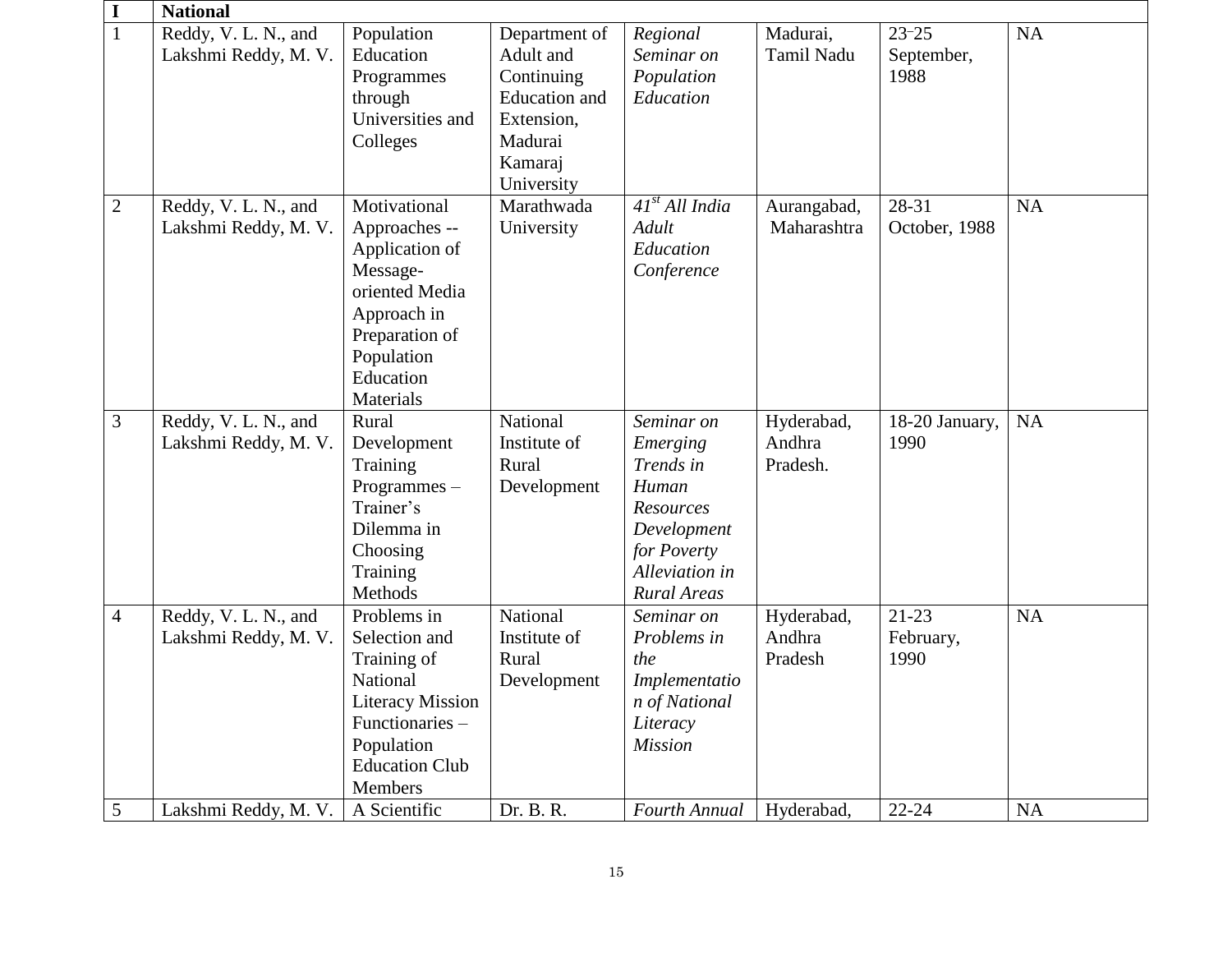| I | National | | | | | | |
|---|---|---|---|---|---|---|---|
| 1 | Reddy, V. L. N., and Lakshmi Reddy, M. V. | Population Education Programmes through Universities and Colleges | Department of Adult and Continuing Education and Extension, Madurai Kamaraj University | *Regional Seminar on Population Education* | Madurai, Tamil Nadu | 23-25 September, 1988 | NA |
| 2 | Reddy, V. L. N., and Lakshmi Reddy, M. V. | Motivational Approaches -- Application of Message-oriented Media Approach in Preparation of Population Education Materials | Marathwada University | *41st All India Adult Education Conference* | Aurangabad, Maharashtra | 28-31 October, 1988 | NA |
| 3 | Reddy, V. L. N., and Lakshmi Reddy, M. V. | Rural Development Training Programmes – Trainer's Dilemma in Choosing Training Methods | National Institute of Rural Development | *Seminar on Emerging Trends in Human Resources Development for Poverty Alleviation in Rural Areas* | Hyderabad, Andhra Pradesh. | 18-20 January, 1990 | NA |
| 4 | Reddy, V. L. N., and Lakshmi Reddy, M. V. | Problems in Selection and Training of National Literacy Mission Functionaries – Population Education Club Members | National Institute of Rural Development | *Seminar on Problems in the Implementation of National Literacy Mission* | Hyderabad, Andhra Pradesh | 21-23 February, 1990 | NA |
| 5 | Lakshmi Reddy, M. V. | A Scientific | Dr. B. R. | *Fourth Annual* | Hyderabad, | 22-24 | NA |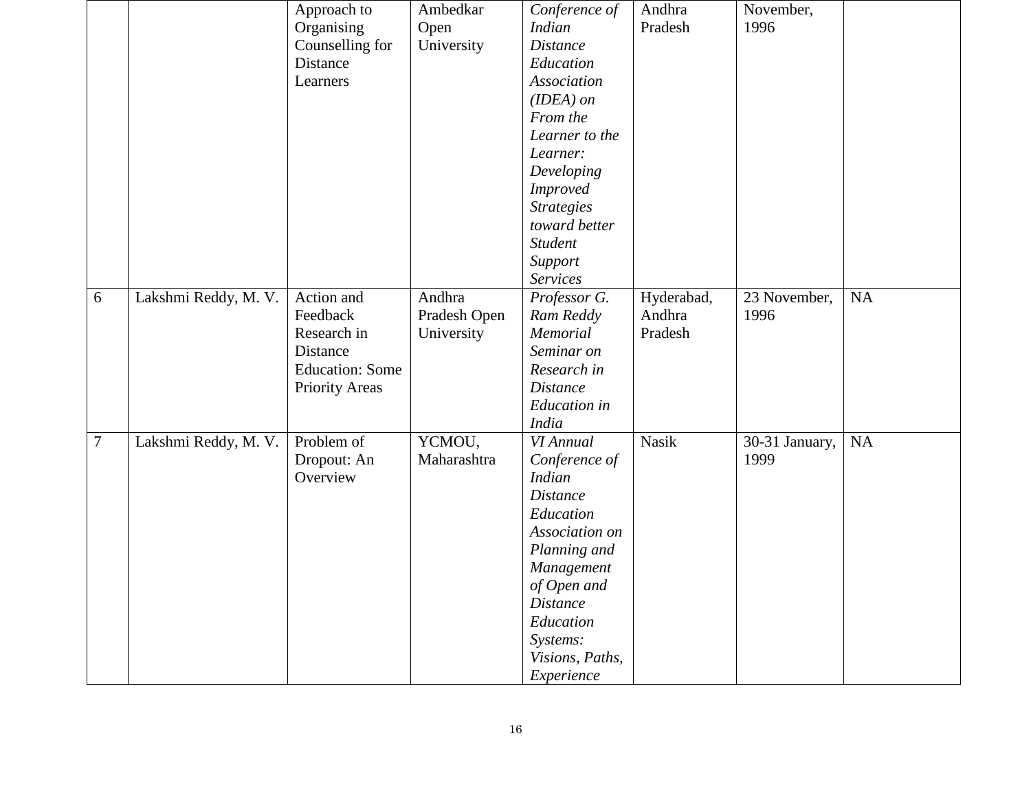| | | | | | | | |
|---|---|---|---|---|---|---|---|
| | | Approach to Organising Counselling for Distance Learners | Ambedkar Open University | *Conference of Indian Distance Education Association (IDEA) on From the Learner to the Learner: Developing Improved Strategies toward better Student Support Services* | Andhra Pradesh | November, 1996 | |
| 6 | Lakshmi Reddy, M. V. | Action and Feedback Research in Distance Education: Some Priority Areas | Andhra Pradesh Open University | *Professor G. Ram Reddy Memorial Seminar on Research in Distance Education in India* | Hyderabad, Andhra Pradesh | 23 November, 1996 | NA |
| 7 | Lakshmi Reddy, M. V. | Problem of Dropout: An Overview | YCMOU, Maharashtra | *VI Annual Conference of Indian Distance Education Association on Planning and Management of Open and Distance Education Systems: Visions, Paths, Experience* | Nasik | 30-31 January, 1999 | NA |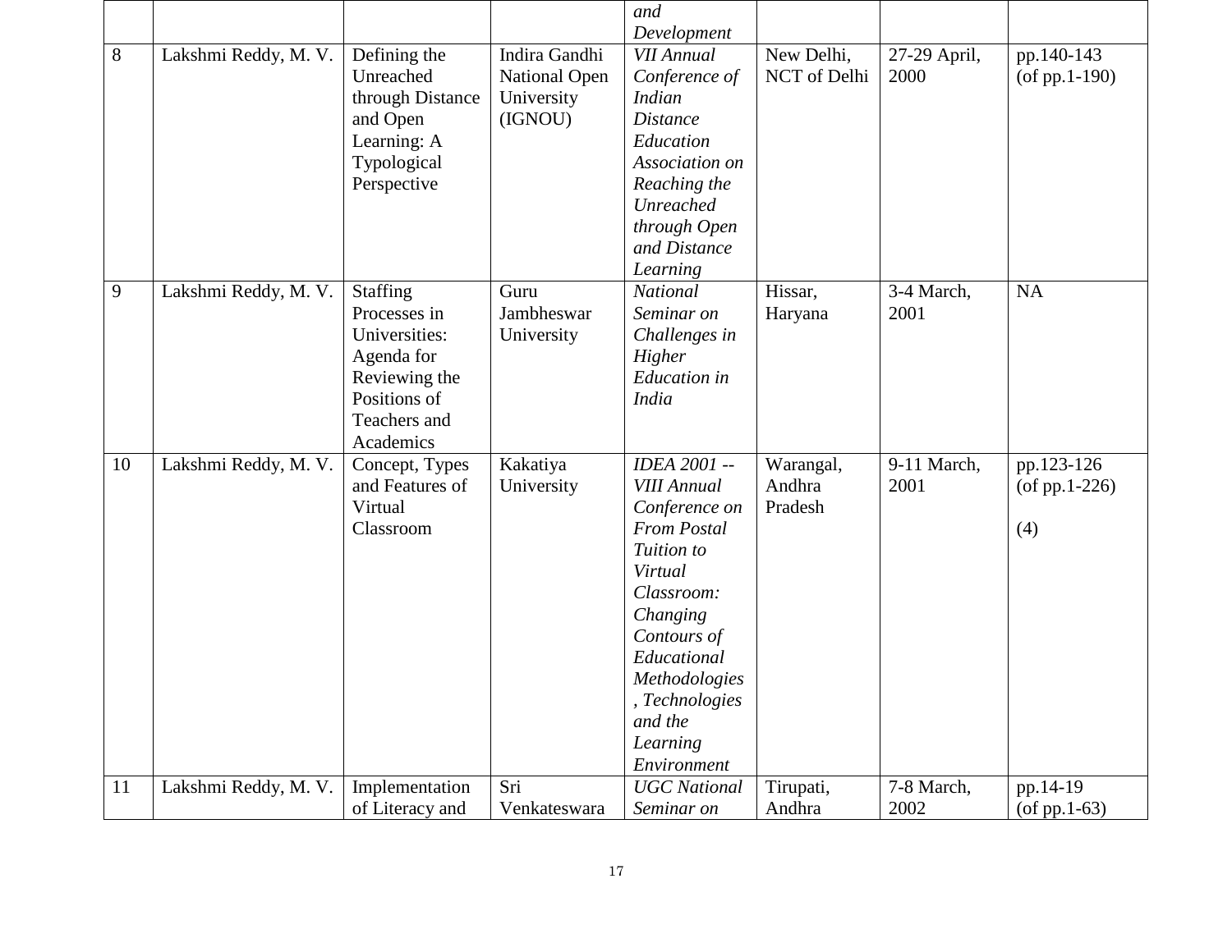|  |  |  |  | *and Development* |  |  |  |
|---|---|---|---|---|---|---|---|
| 8 | Lakshmi Reddy, M. V. | Defining the Unreached through Distance and Open Learning: A Typological Perspective | Indira Gandhi National Open University (IGNOU) | *VII Annual Conference of Indian Distance Education Association on Reaching the Unreached through Open and Distance Learning* | New Delhi, NCT of Delhi | 27-29 April, 2000 | pp.140-143 (of pp.1-190) |
| 9 | Lakshmi Reddy, M. V. | Staffing Processes in Universities: Agenda for Reviewing the Positions of Teachers and Academics | Guru Jambheswar University | *National Seminar on Challenges in Higher Education in India* | Hissar, Haryana | 3-4 March, 2001 | NA |
| 10 | Lakshmi Reddy, M. V. | Concept, Types and Features of Virtual Classroom | Kakatiya University | *IDEA 2001 -- VIII Annual Conference on From Postal Tuition to Virtual Classroom: Changing Contours of Educational Methodologies, Technologies and the Learning Environment* | Warangal, Andhra Pradesh | 9-11 March, 2001 | pp.123-126 (of pp.1-226) (4) |
| 11 | Lakshmi Reddy, M. V. | Implementation of Literacy and | Sri Venkateswara | *UGC National Seminar on* | Tirupati, Andhra | 7-8 March, 2002 | pp.14-19 (of pp.1-63) |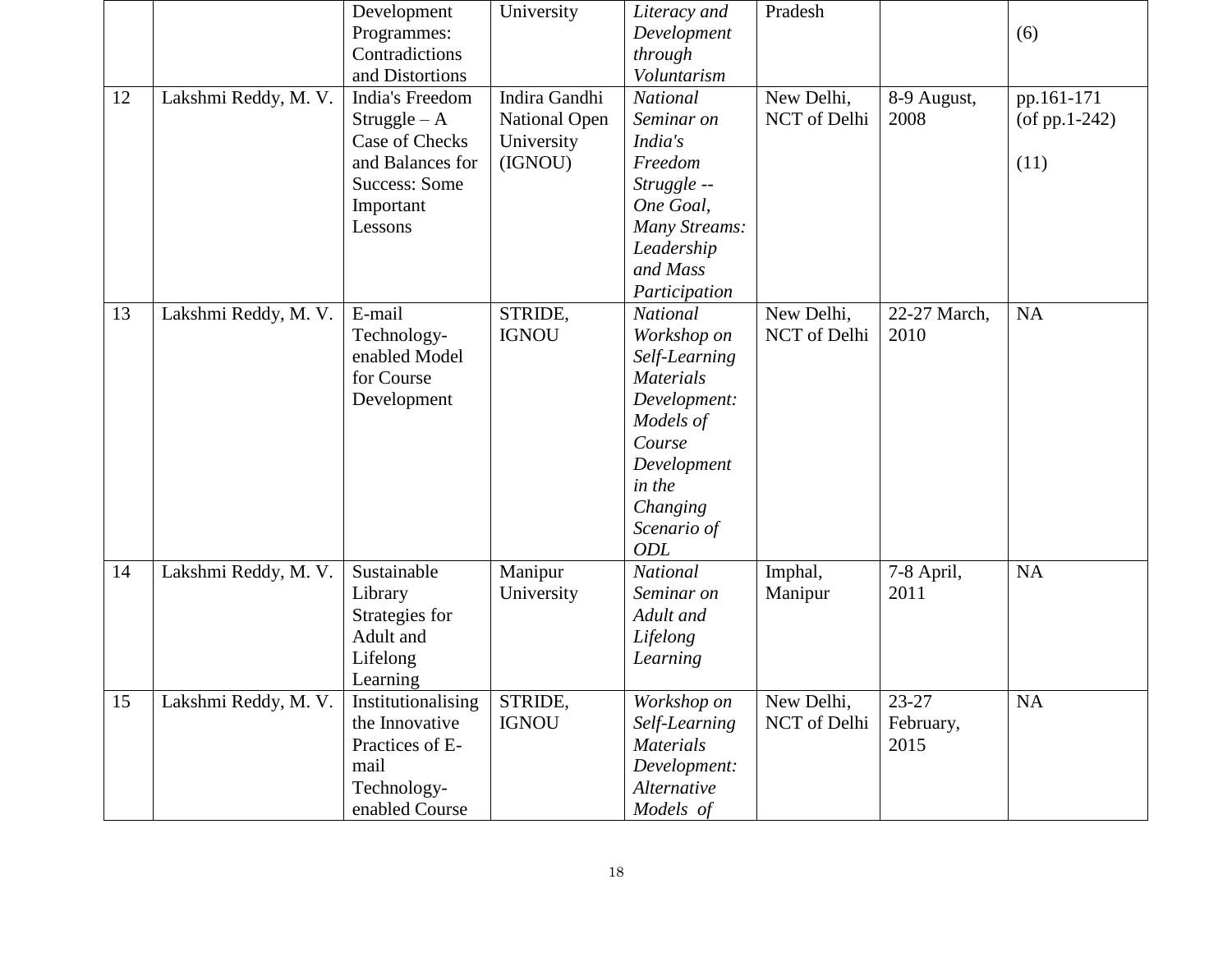|  |  | Development Programmes: Contradictions and Distortions | University | *Literacy and Development through Voluntarism* | Pradesh |  | (6) |
|---|---|---|---|---|---|---|---|
| 12 | Lakshmi Reddy, M. V. | India's Freedom Struggle – A Case of Checks and Balances for Success: Some Important Lessons | Indira Gandhi National Open University (IGNOU) | *National Seminar on India's Freedom Struggle -- One Goal, Many Streams: Leadership and Mass Participation* | New Delhi, NCT of Delhi | 8-9 August, 2008 | pp.161-171 (of pp.1-242) (11) |
| 13 | Lakshmi Reddy, M. V. | E-mail Technology-enabled Model for Course Development | STRIDE, IGNOU | *National Workshop on Self-Learning Materials Development: Models of Course Development in the Changing Scenario of ODL* | New Delhi, NCT of Delhi | 22-27 March, 2010 | NA |
| 14 | Lakshmi Reddy, M. V. | Sustainable Library Strategies for Adult and Lifelong Learning | Manipur University | *National Seminar on Adult and Lifelong Learning* | Imphal, Manipur | 7-8 April, 2011 | NA |
| 15 | Lakshmi Reddy, M. V. | Institutionalising the Innovative Practices of E-mail Technology-enabled Course | STRIDE, IGNOU | *Workshop on Self-Learning Materials Development: Alternative Models of* | New Delhi, NCT of Delhi | 23-27 February, 2015 | NA |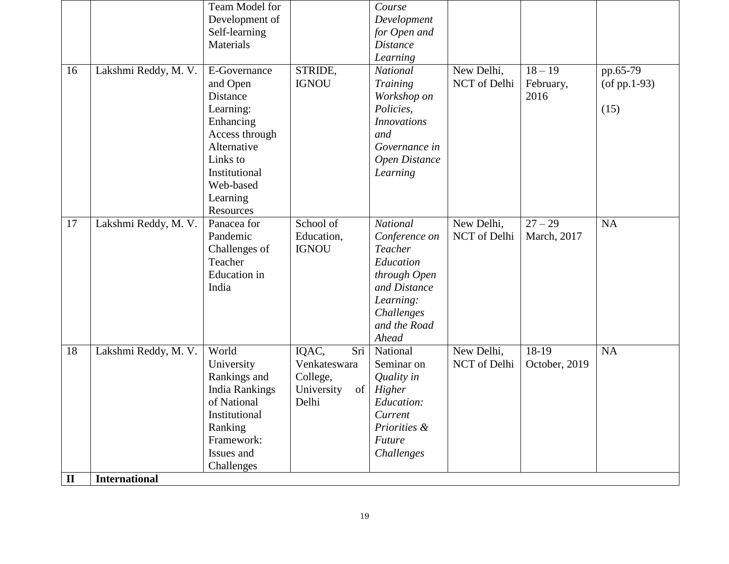| | | Team Model for Development of Self-learning Materials | | *Course Development for Open and Distance Learning* | | | |
|---|---|---|---|---|---|---|---|
| 16 | Lakshmi Reddy, M. V. | E-Governance and Open Distance Learning: Enhancing Access through Alternative Links to Institutional Web-based Learning Resources | STRIDE, IGNOU | *National Training Workshop on Policies, Innovations and Governance in Open Distance Learning* | New Delhi, NCT of Delhi | 18 – 19 February, 2016 | pp.65-79 (of pp.1-93) (15) |
| 17 | Lakshmi Reddy, M. V. | Panacea for Pandemic Challenges of Teacher Education in India | School of Education, IGNOU | *National Conference on Teacher Education through Open and Distance Learning: Challenges and the Road Ahead* | New Delhi, NCT of Delhi | 27 – 29 March, 2017 | NA |
| 18 | Lakshmi Reddy, M. V. | World University Rankings and India Rankings of National Institutional Ranking Framework: Issues and Challenges | IQAC, Sri Venkateswara College, University of Delhi | National Seminar on *Quality in Higher Education: Current Priorities & Future Challenges* | New Delhi, NCT of Delhi | 18-19 October, 2019 | NA |
| **II** | **International** | | | | | | |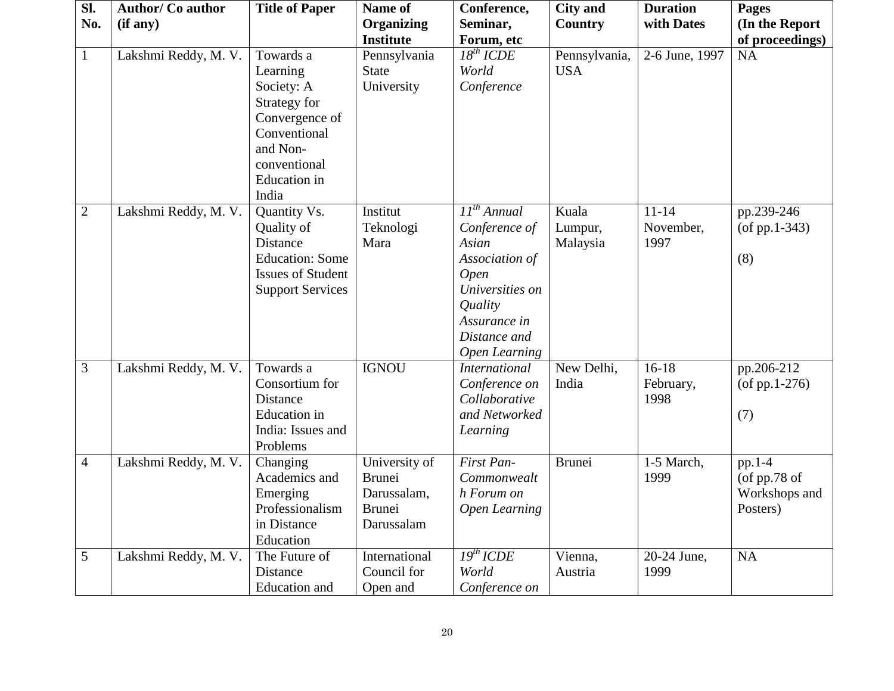| Sl. No. | Author/ Co author (if any) | Title of Paper | Name of Organizing Institute | Conference, Seminar, Forum, etc | City and Country | Duration with Dates | Pages (In the Report of proceedings) |
|---|---|---|---|---|---|---|---|
| 1 | Lakshmi Reddy, M. V. | Towards a Learning Society: A Strategy for Convergence of Conventional and Non-conventional Education in India | Pennsylvania State University | *18th ICDE World Conference* | Pennsylvania, USA | 2-6 June, 1997 | NA |
| 2 | Lakshmi Reddy, M. V. | Quantity Vs. Quality of Distance Education: Some Issues of Student Support Services | Institut Teknologi Mara | *11th Annual Conference of Asian Association of Open Universities on Quality Assurance in Distance and Open Learning* | Kuala Lumpur, Malaysia | 11-14 November, 1997 | pp.239-246 (of pp.1-343) (8) |
| 3 | Lakshmi Reddy, M. V. | Towards a Consortium for Distance Education in India: Issues and Problems | IGNOU | *International Conference on Collaborative and Networked Learning* | New Delhi, India | 16-18 February, 1998 | pp.206-212 (of pp.1-276) (7) |
| 4 | Lakshmi Reddy, M. V. | Changing Academics and Emerging Professionalism in Distance Education | University of Brunei Darussalam, Brunei Darussalam | *First Pan-Commonwealth Forum on Open Learning* | Brunei | 1-5 March, 1999 | pp.1-4 (of pp.78 of Workshops and Posters) |
| 5 | Lakshmi Reddy, M. V. | The Future of Distance Education and | International Council for Open and | *19th ICDE World Conference on* | Vienna, Austria | 20-24 June, 1999 | NA |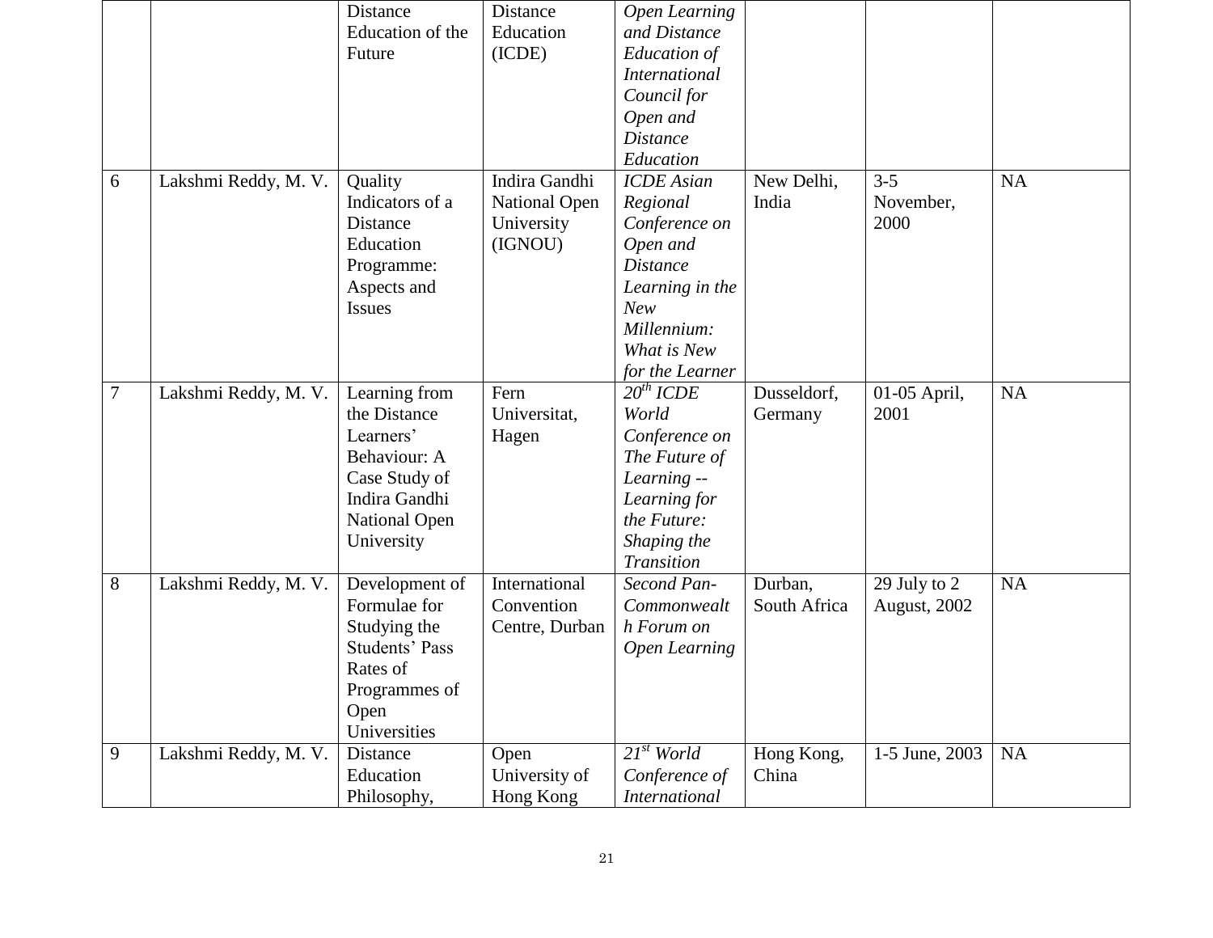| | | Distance Education of the Future | Distance Education (ICDE) | *Open Learning and Distance Education of International Council for Open and Distance Education* | | | |
|---|---|---|---|---|---|---|---|
| 6 | Lakshmi Reddy, M. V. | Quality Indicators of a Distance Education Programme: Aspects and Issues | Indira Gandhi National Open University (IGNOU) | *ICDE Asian Regional Conference on Open and Distance Learning in the New Millennium: What is New for the Learner* | New Delhi, India | 3-5 November, 2000 | NA |
| 7 | Lakshmi Reddy, M. V. | Learning from the Distance Learners' Behaviour: A Case Study of Indira Gandhi National Open University | Fern Universitat, Hagen | *20th ICDE World Conference on The Future of Learning -- Learning for the Future: Shaping the Transition* | Dusseldorf, Germany | 01-05 April, 2001 | NA |
| 8 | Lakshmi Reddy, M. V. | Development of Formulae for Studying the Students' Pass Rates of Programmes of Open Universities | International Convention Centre, Durban | *Second Pan-Commonwealth Forum on Open Learning* | Durban, South Africa | 29 July to 2 August, 2002 | NA |
| 9 | Lakshmi Reddy, M. V. | Distance Education Philosophy, | Open University of Hong Kong | *21st World Conference of International* | Hong Kong, China | 1-5 June, 2003 | NA |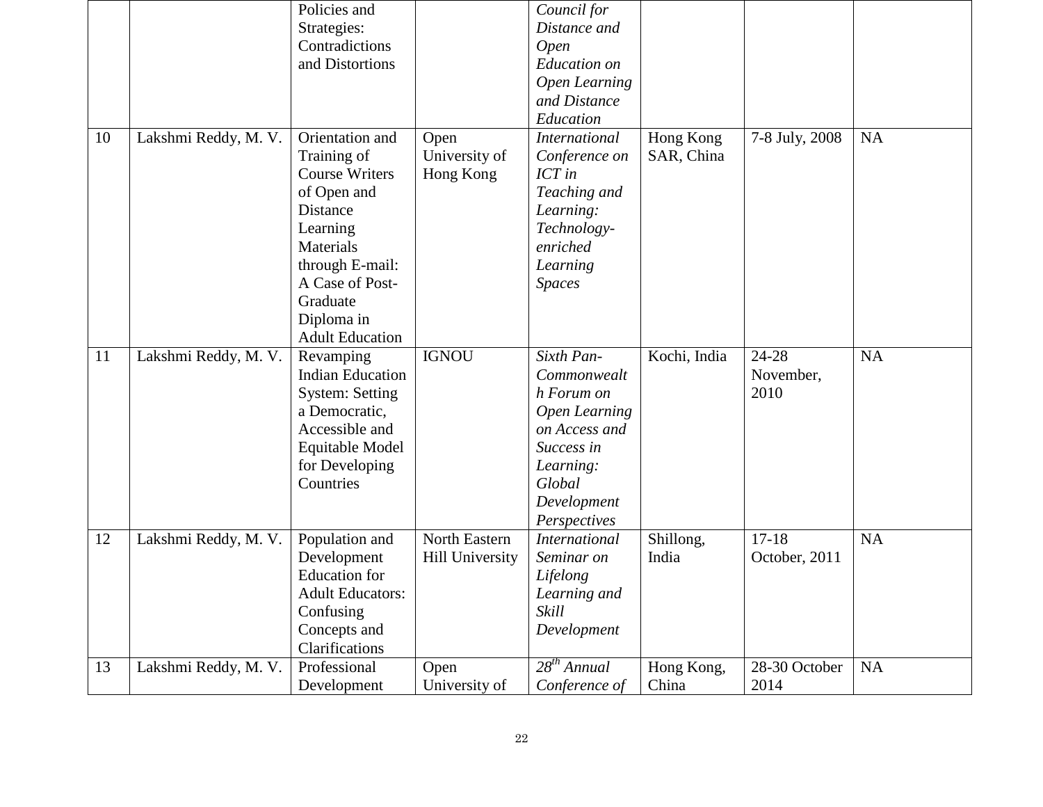| | | Policies and Strategies: Contradictions and Distortions | | *Council for Distance and Open Education on Open Learning and Distance Education* | | | |
|---|---|---|---|---|---|---|---|
| 10 | Lakshmi Reddy, M. V. | Orientation and Training of Course Writers of Open and Distance Learning Materials through E-mail: A Case of Post-Graduate Diploma in Adult Education | Open University of Hong Kong | *International Conference on ICT in Teaching and Learning: Technology-enriched Learning Spaces* | Hong Kong SAR, China | 7-8 July, 2008 | NA |
| 11 | Lakshmi Reddy, M. V. | Revamping Indian Education System: Setting a Democratic, Accessible and Equitable Model for Developing Countries | IGNOU | *Sixth Pan-Commonwealth Forum on Open Learning on Access and Success in Learning: Global Development Perspectives* | Kochi, India | 24-28 November, 2010 | NA |
| 12 | Lakshmi Reddy, M. V. | Population and Development Education for Adult Educators: Confusing Concepts and Clarifications | North Eastern Hill University | *International Seminar on Lifelong Learning and Skill Development* | Shillong, India | 17-18 October, 2011 | NA |
| 13 | Lakshmi Reddy, M. V. | Professional Development | Open University of | *28th Annual Conference of* | Hong Kong, China | 28-30 October 2014 | NA |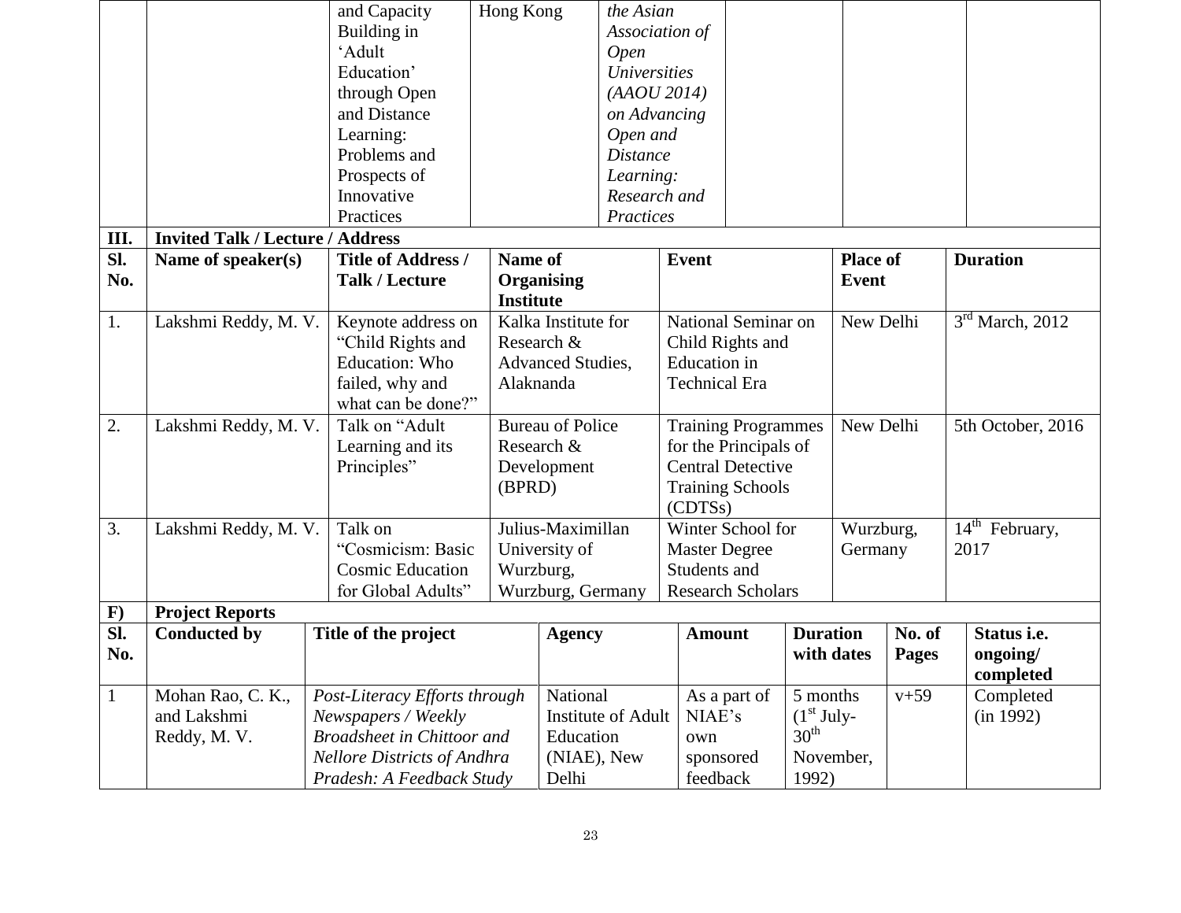|  |  | and Capacity Building in ‘Adult Education’ through Open and Distance Learning: Problems and Prospects of Innovative Practices | Hong Kong | *the Asian Association of Open Universities (AAOU 2014) on Advancing Open and Distance Learning: Research and Practices* |  |  |  |
|---|---|---|---|---|---|---|---|

**III. Invited Talk / Lecture / Address**

| Sl. No. | Name of speaker(s) | Title of Address / Talk / Lecture | Name of Organising Institute | Event | Place of Event | Duration |
|---|---|---|---|---|---|---|
| 1. | Lakshmi Reddy, M. V. | Keynote address on “Child Rights and Education: Who failed, why and what can be done?” | Kalka Institute for Research & Advanced Studies, Alaknanda | National Seminar on Child Rights and Education in Technical Era | New Delhi | 3rd March, 2012 |
| 2. | Lakshmi Reddy, M. V. | Talk on “Adult Learning and its Principles” | Bureau of Police Research & Development (BPRD) | Training Programmes for the Principals of Central Detective Training Schools (CDTSs) | New Delhi | 5th October, 2016 |
| 3. | Lakshmi Reddy, M. V. | Talk on “Cosmicism: Basic Cosmic Education for Global Adults” | Julius-Maximillan University of Wurzburg, Wurzburg, Germany | Winter School for Master Degree Students and Research Scholars | Wurzburg, Germany | 14th February, 2017 |

**F) Project Reports**

| Sl. No. | Conducted by | Title of the project | Agency | Amount | Duration with dates | No. of Pages | Status i.e. ongoing/ completed |
|---|---|---|---|---|---|---|---|
| 1 | Mohan Rao, C. K., and Lakshmi Reddy, M. V. | *Post-Literacy Efforts through Newspapers / Weekly Broadsheet in Chittoor and Nellore Districts of Andhra Pradesh: A Feedback Study* | National Institute of Adult Education (NIAE), New Delhi | As a part of NIAE’s own sponsored feedback | 5 months (1st July-30th November, 1992) | v+59 | Completed (in 1992) |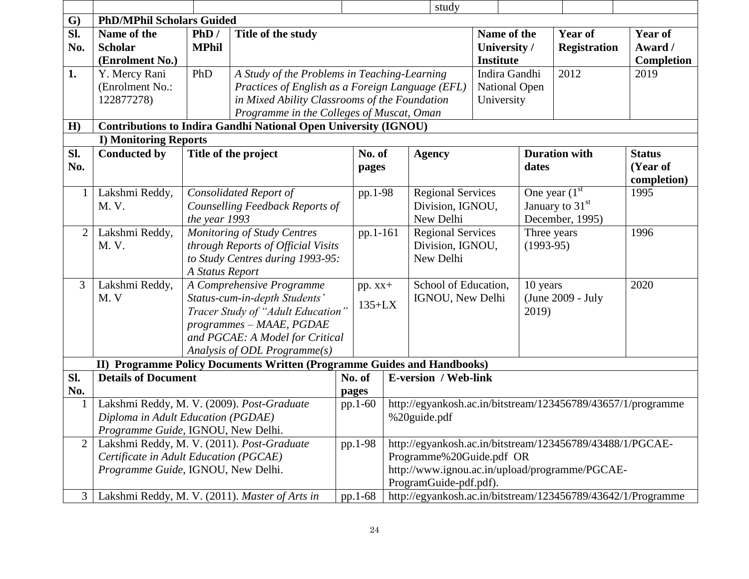| | | | | | study | | | |
|---|---|---|---|---|---|---|---|---|

**G) PhD/MPhil Scholars Guided**

| Sl. No. | Name of the Scholar (Enrolment No.) | PhD / MPhil | Title of the study | Name of the University / Institute | Year of Registration | Year of Award / Completion |
|---|---|---|---|---|---|---|
| 1. | Y. Mercy Rani (Enrolment No.: 122877278) | PhD | *A Study of the Problems in Teaching-Learning Practices of English as a Foreign Language (EFL) in Mixed Ability Classrooms of the Foundation Programme in the Colleges of Muscat, Oman* | Indira Gandhi National Open University | 2012 | 2019 |

**H) Contributions to Indira Gandhi National Open University (IGNOU)**

**I) Monitoring Reports**

| Sl. No. | Conducted by | Title of the project | No. of pages | Agency | Duration with dates | Status (Year of completion) |
|---|---|---|---|---|---|---|
| 1 | Lakshmi Reddy, M. V. | *Consolidated Report of Counselling Feedback Reports of the year 1993* | pp.1-98 | Regional Services Division, IGNOU, New Delhi | One year (1st January to 31st December, 1995) | 1995 |
| 2 | Lakshmi Reddy, M. V. | *Monitoring of Study Centres through Reports of Official Visits to Study Centres during 1993-95: A Status Report* | pp.1-161 | Regional Services Division, IGNOU, New Delhi | Three years (1993-95) | 1996 |
| 3 | Lakshmi Reddy, M. V | *A Comprehensive Programme Status-cum-in-depth Students' Tracer Study of "Adult Education" programmes – MAAE, PGDAE and PGCAE: A Model for Critical Analysis of ODL Programme(s)* | pp. xx+ 135+LX | School of Education, IGNOU, New Delhi | 10 years (June 2009 - July 2019) | 2020 |

**II) Programme Policy Documents Written (Programme Guides and Handbooks)**

| Sl. No. | Details of Document | No. of pages | E-version / Web-link |
|---|---|---|---|
| 1 | Lakshmi Reddy, M. V. (2009). *Post-Graduate Diploma in Adult Education (PGDAE) Programme Guide*, IGNOU, New Delhi. | pp.1-60 | http://egyankosh.ac.in/bitstream/123456789/43657/1/programme%20guide.pdf |
| 2 | Lakshmi Reddy, M. V. (2011). *Post-Graduate Certificate in Adult Education (PGCAE) Programme Guide*, IGNOU, New Delhi. | pp.1-98 | http://egyankosh.ac.in/bitstream/123456789/43488/1/PGCAE-Programme%20Guide.pdf OR http://www.ignou.ac.in/upload/programme/PGCAE-ProgramGuide-pdf.pdf). |
| 3 | Lakshmi Reddy, M. V. (2011). *Master of Arts in* | pp.1-68 | http://egyankosh.ac.in/bitstream/123456789/43642/1/Programme |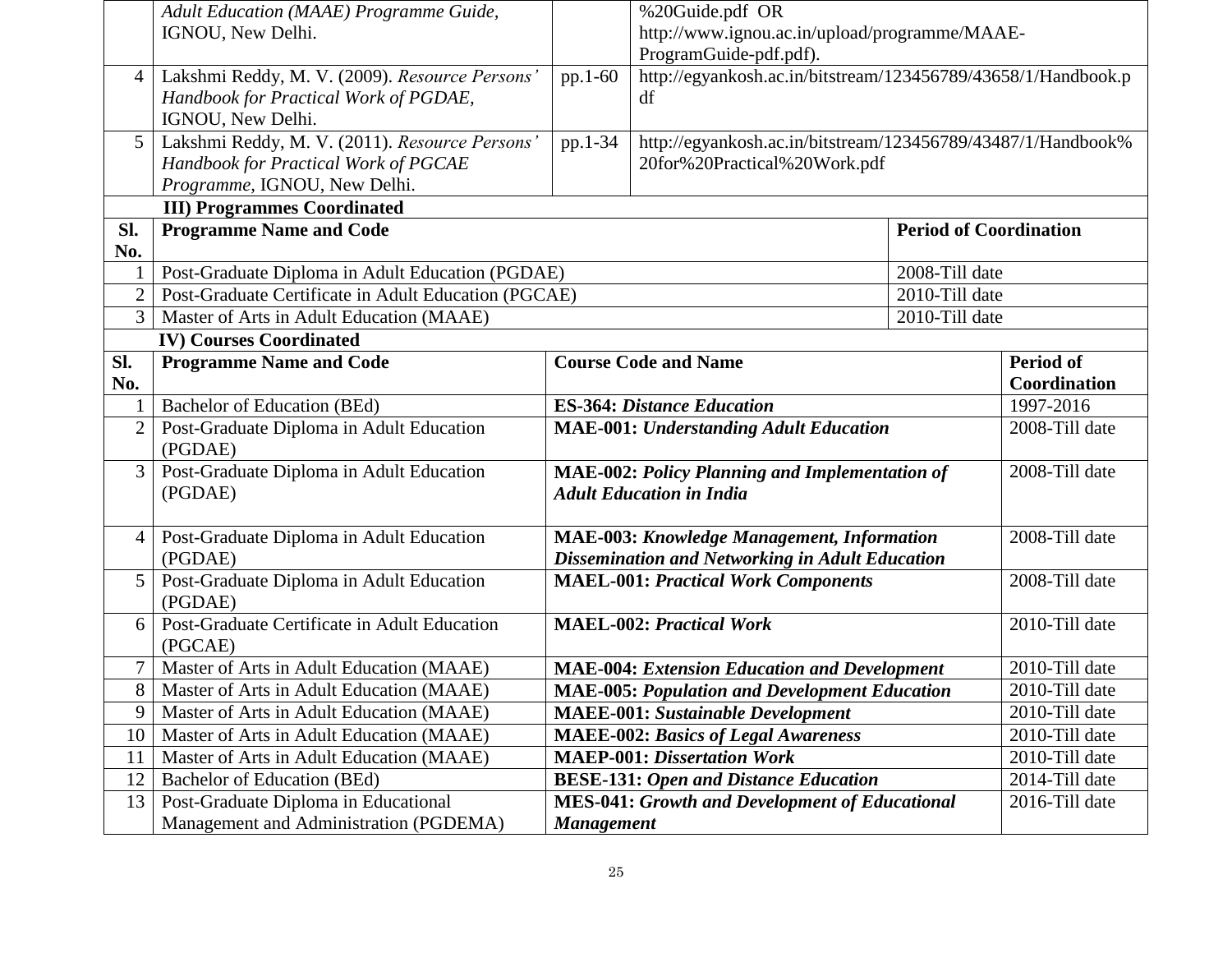| | | | |
|---|---|---|---|
| | *Adult Education (MAAE) Programme Guide*, IGNOU, New Delhi. | | %20Guide.pdf OR http://www.ignou.ac.in/upload/programme/MAAE-ProgramGuide-pdf.pdf). |
| 4 | Lakshmi Reddy, M. V. (2009). *Resource Persons' Handbook for Practical Work of PGDAE*, IGNOU, New Delhi. | pp.1-60 | http://egyankosh.ac.in/bitstream/123456789/43658/1/Handbook.pdf |
| 5 | Lakshmi Reddy, M. V. (2011). *Resource Persons' Handbook for Practical Work of PGCAE Programme*, IGNOU, New Delhi. | pp.1-34 | http://egyankosh.ac.in/bitstream/123456789/43487/1/Handbook%20for%20Practical%20Work.pdf |

**III) Programmes Coordinated**

| Sl. No. | Programme Name and Code | Period of Coordination |
|---|---|---|
| 1 | Post-Graduate Diploma in Adult Education (PGDAE) | 2008-Till date |
| 2 | Post-Graduate Certificate in Adult Education (PGCAE) | 2010-Till date |
| 3 | Master of Arts in Adult Education (MAAE) | 2010-Till date |

**IV) Courses Coordinated**

| Sl. No. | Programme Name and Code | Course Code and Name | Period of Coordination |
|---|---|---|---|
| 1 | Bachelor of Education (BEd) | **ES-364:** ***Distance Education*** | 1997-2016 |
| 2 | Post-Graduate Diploma in Adult Education (PGDAE) | **MAE-001:** ***Understanding Adult Education*** | 2008-Till date |
| 3 | Post-Graduate Diploma in Adult Education (PGDAE) | **MAE-002:** ***Policy Planning and Implementation of Adult Education in India*** | 2008-Till date |
| 4 | Post-Graduate Diploma in Adult Education (PGDAE) | **MAE-003:** ***Knowledge Management, Information Dissemination and Networking in Adult Education*** | 2008-Till date |
| 5 | Post-Graduate Diploma in Adult Education (PGDAE) | **MAEL-001:** ***Practical Work Components*** | 2008-Till date |
| 6 | Post-Graduate Certificate in Adult Education (PGCAE) | **MAEL-002:** ***Practical Work*** | 2010-Till date |
| 7 | Master of Arts in Adult Education (MAAE) | **MAE-004:** ***Extension Education and Development*** | 2010-Till date |
| 8 | Master of Arts in Adult Education (MAAE) | **MAE-005:** ***Population and Development Education*** | 2010-Till date |
| 9 | Master of Arts in Adult Education (MAAE) | **MAEE-001:** ***Sustainable Development*** | 2010-Till date |
| 10 | Master of Arts in Adult Education (MAAE) | **MAEE-002:** ***Basics of Legal Awareness*** | 2010-Till date |
| 11 | Master of Arts in Adult Education (MAAE) | **MAEP-001:** ***Dissertation Work*** | 2010-Till date |
| 12 | Bachelor of Education (BEd) | **BESE-131:** ***Open and Distance Education*** | 2014-Till date |
| 13 | Post-Graduate Diploma in Educational Management and Administration (PGDEMA) | **MES-041:** ***Growth and Development of Educational Management*** | 2016-Till date |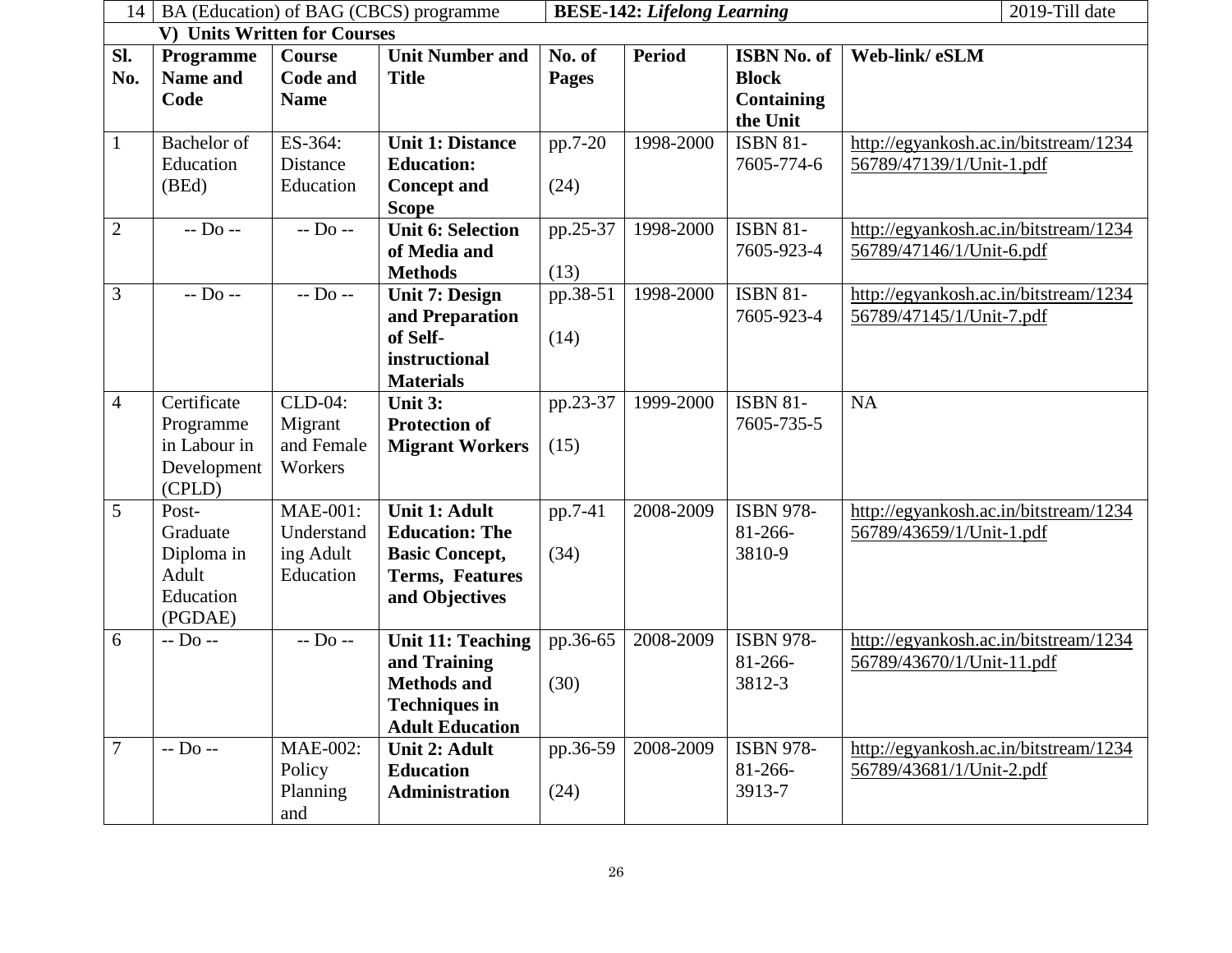| 14 | BA (Education) of BAG (CBCS) programme | | **BESE-142:** ***Lifelong Learning*** | | | | 2019-Till date |
|---|---|---|---|---|---|---|---|

## V) Units Written for Courses

| Sl. No. | Programme Name and Code | Course Code and Name | Unit Number and Title | No. of Pages | Period | ISBN No. of Block Containing the Unit | Web-link/ eSLM |
|---|---|---|---|---|---|---|---|
| 1 | Bachelor of Education (BEd) | ES-364: Distance Education | **Unit 1: Distance Education: Concept and Scope** | pp.7-20 (24) | 1998-2000 | ISBN 81-7605-774-6 | http://egyankosh.ac.in/bitstream/123456789/47139/1/Unit-1.pdf |
| 2 | -- Do -- | -- Do -- | **Unit 6: Selection of Media and Methods** | pp.25-37 (13) | 1998-2000 | ISBN 81-7605-923-4 | http://egyankosh.ac.in/bitstream/123456789/47146/1/Unit-6.pdf |
| 3 | -- Do -- | -- Do -- | **Unit 7: Design and Preparation of Self-instructional Materials** | pp.38-51 (14) | 1998-2000 | ISBN 81-7605-923-4 | http://egyankosh.ac.in/bitstream/123456789/47145/1/Unit-7.pdf |
| 4 | Certificate Programme in Labour in Development (CPLD) | CLD-04: Migrant and Female Workers | **Unit 3: Protection of Migrant Workers** | pp.23-37 (15) | 1999-2000 | ISBN 81-7605-735-5 | NA |
| 5 | Post-Graduate Diploma in Adult Education (PGDAE) | MAE-001: Understanding Adult Education | **Unit 1: Adult Education: The Basic Concept, Terms, Features and Objectives** | pp.7-41 (34) | 2008-2009 | ISBN 978-81-266-3810-9 | http://egyankosh.ac.in/bitstream/123456789/43659/1/Unit-1.pdf |
| 6 | -- Do -- | -- Do -- | **Unit 11: Teaching and Training Methods and Techniques in Adult Education** | pp.36-65 (30) | 2008-2009 | ISBN 978-81-266-3812-3 | http://egyankosh.ac.in/bitstream/123456789/43670/1/Unit-11.pdf |
| 7 | -- Do -- | MAE-002: Policy Planning and | **Unit 2: Adult Education Administration** | pp.36-59 (24) | 2008-2009 | ISBN 978-81-266-3913-7 | http://egyankosh.ac.in/bitstream/123456789/43681/1/Unit-2.pdf |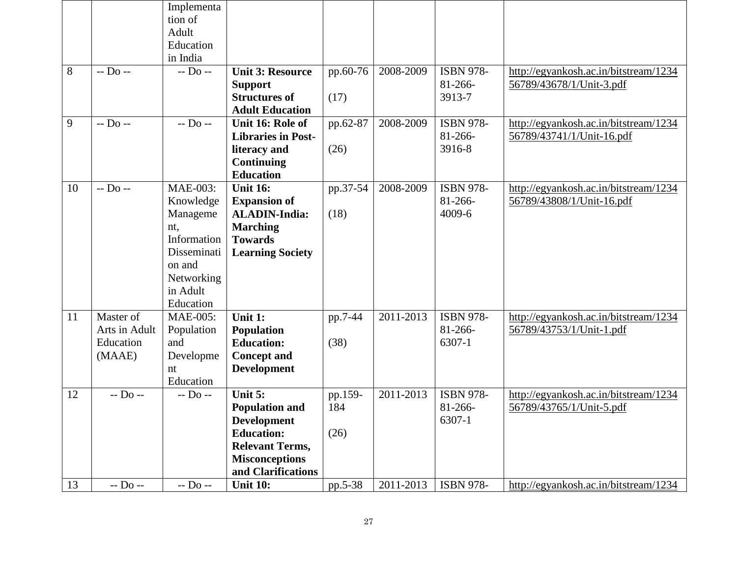| | | Implementation of Adult Education in India | | | | | |
|---|---|---|---|---|---|---|---|
| 8 | -- Do -- | -- Do -- | **Unit 3: Resource Support Structures of Adult Education** | pp.60-76 (17) | 2008-2009 | ISBN 978-81-266-3913-7 | http://egyankosh.ac.in/bitstream/123456789/43678/1/Unit-3.pdf |
| 9 | -- Do -- | -- Do -- | **Unit 16: Role of Libraries in Post-literacy and Continuing Education** | pp.62-87 (26) | 2008-2009 | ISBN 978-81-266-3916-8 | http://egyankosh.ac.in/bitstream/123456789/43741/1/Unit-16.pdf |
| 10 | -- Do -- | MAE-003: Knowledge Management, Information Dissemination and Networking in Adult Education | **Unit 16: Expansion of ALADIN-India: Marching Towards Learning Society** | pp.37-54 (18) | 2008-2009 | ISBN 978-81-266-4009-6 | http://egyankosh.ac.in/bitstream/123456789/43808/1/Unit-16.pdf |
| 11 | Master of Arts in Adult Education (MAAE) | MAE-005: Population and Development Education | **Unit 1: Population Education: Concept and Development** | pp.7-44 (38) | 2011-2013 | ISBN 978-81-266-6307-1 | http://egyankosh.ac.in/bitstream/123456789/43753/1/Unit-1.pdf |
| 12 | -- Do -- | -- Do -- | **Unit 5: Population and Development Education: Relevant Terms, Misconceptions and Clarifications** | pp.159-184 (26) | 2011-2013 | ISBN 978-81-266-6307-1 | http://egyankosh.ac.in/bitstream/123456789/43765/1/Unit-5.pdf |
| 13 | -- Do -- | -- Do -- | **Unit 10:** | pp.5-38 | 2011-2013 | ISBN 978- | http://egyankosh.ac.in/bitstream/1234 |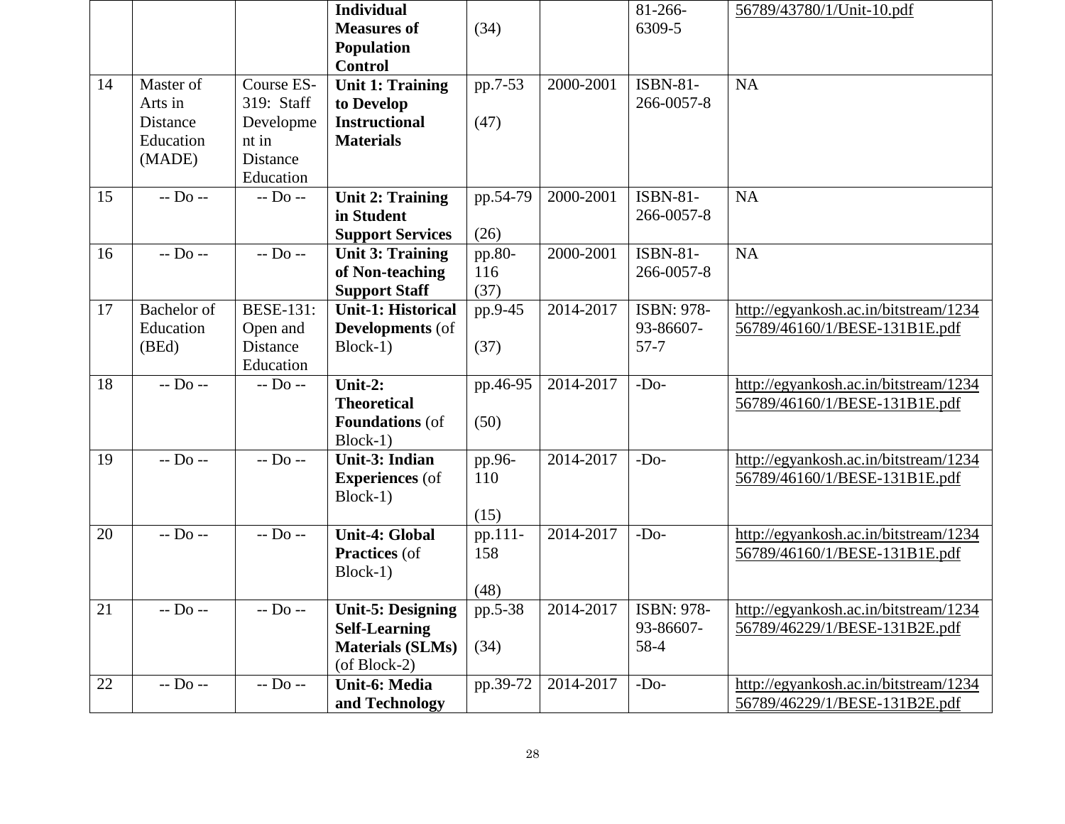| | | | **Individual Measures of Population Control** | (34) | | 81-266-6309-5 | 56789/43780/1/Unit-10.pdf |
|---|---|---|---|---|---|---|---|
| 14 | Master of Arts in Distance Education (MADE) | Course ES-319: Staff Development in Distance Education | **Unit 1: Training to Develop Instructional Materials** | pp.7-53 (47) | 2000-2001 | ISBN-81-266-0057-8 | NA |
| 15 | -- Do -- | -- Do -- | **Unit 2: Training in Student Support Services** | pp.54-79 (26) | 2000-2001 | ISBN-81-266-0057-8 | NA |
| 16 | -- Do -- | -- Do -- | **Unit 3: Training of Non-teaching Support Staff** | pp.80-116 (37) | 2000-2001 | ISBN-81-266-0057-8 | NA |
| 17 | Bachelor of Education (BEd) | BESE-131: Open and Distance Education | **Unit-1: Historical Developments** (of Block-1) | pp.9-45 (37) | 2014-2017 | ISBN: 978-93-86607-57-7 | http://egyankosh.ac.in/bitstream/123456789/46160/1/BESE-131B1E.pdf |
| 18 | -- Do -- | -- Do -- | **Unit-2: Theoretical Foundations** (of Block-1) | pp.46-95 (50) | 2014-2017 | -Do- | http://egyankosh.ac.in/bitstream/123456789/46160/1/BESE-131B1E.pdf |
| 19 | -- Do -- | -- Do -- | **Unit-3: Indian Experiences** (of Block-1) | pp.96-110 (15) | 2014-2017 | -Do- | http://egyankosh.ac.in/bitstream/123456789/46160/1/BESE-131B1E.pdf |
| 20 | -- Do -- | -- Do -- | **Unit-4: Global Practices** (of Block-1) | pp.111-158 (48) | 2014-2017 | -Do- | http://egyankosh.ac.in/bitstream/123456789/46160/1/BESE-131B1E.pdf |
| 21 | -- Do -- | -- Do -- | **Unit-5: Designing Self-Learning Materials (SLMs)** (of Block-2) | pp.5-38 (34) | 2014-2017 | ISBN: 978-93-86607-58-4 | http://egyankosh.ac.in/bitstream/123456789/46229/1/BESE-131B2E.pdf |
| 22 | -- Do -- | -- Do -- | **Unit-6: Media and Technology** | pp.39-72 | 2014-2017 | -Do- | http://egyankosh.ac.in/bitstream/123456789/46229/1/BESE-131B2E.pdf |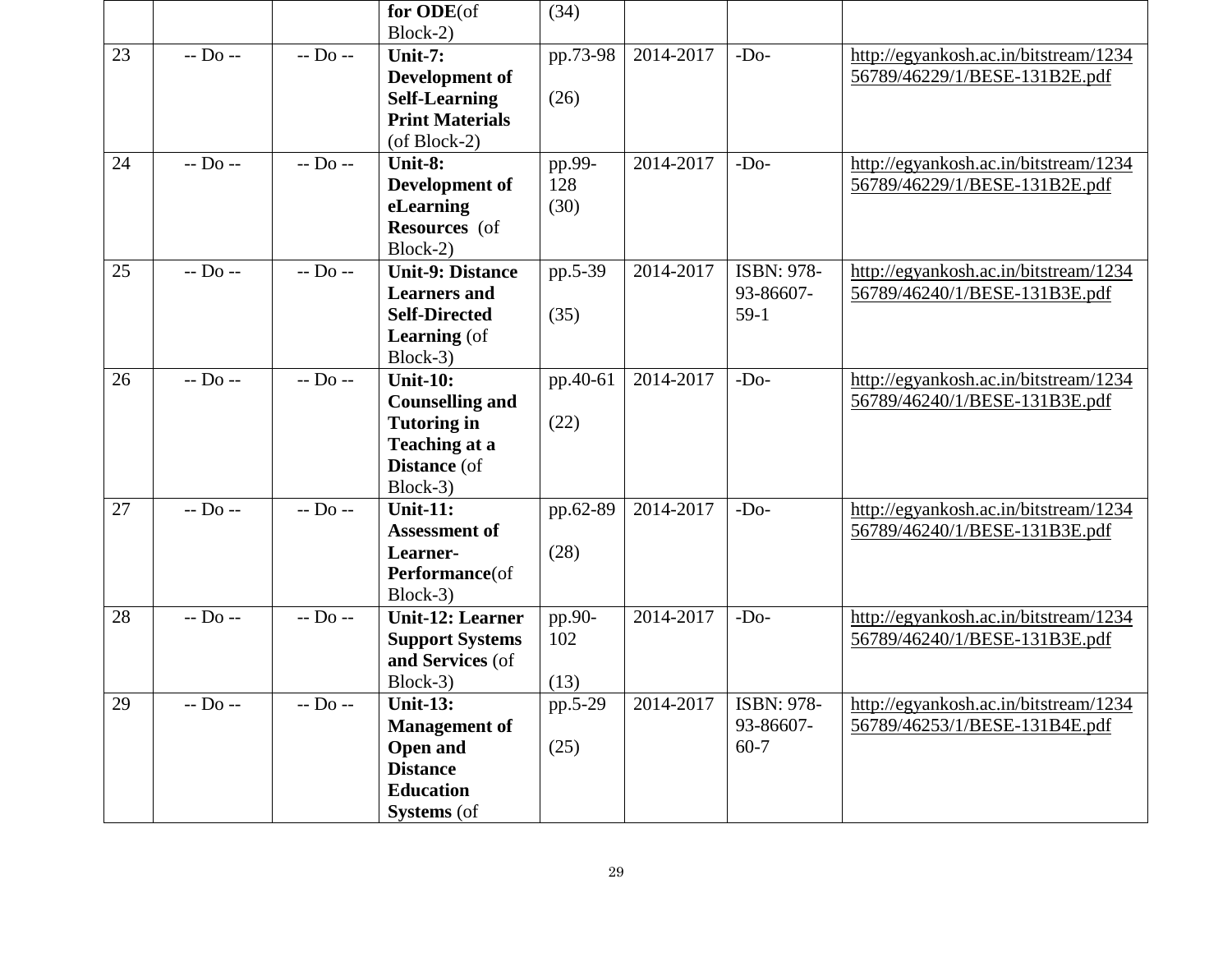|  |  |  | **for ODE**(of Block-2) | (34) |  |  |  |
|---|---|---|---|---|---|---|---|
| 23 | -- Do -- | -- Do -- | **Unit-7: Development of Self-Learning Print Materials** (of Block-2) | pp.73-98 (26) | 2014-2017 | -Do- | http://egyankosh.ac.in/bitstream/123456789/46229/1/BESE-131B2E.pdf |
| 24 | -- Do -- | -- Do -- | **Unit-8: Development of eLearning Resources** (of Block-2) | pp.99-128 (30) | 2014-2017 | -Do- | http://egyankosh.ac.in/bitstream/123456789/46229/1/BESE-131B2E.pdf |
| 25 | -- Do -- | -- Do -- | **Unit-9: Distance Learners and Self-Directed Learning** (of Block-3) | pp.5-39 (35) | 2014-2017 | ISBN: 978-93-86607-59-1 | http://egyankosh.ac.in/bitstream/123456789/46240/1/BESE-131B3E.pdf |
| 26 | -- Do -- | -- Do -- | **Unit-10: Counselling and Tutoring in Teaching at a Distance** (of Block-3) | pp.40-61 (22) | 2014-2017 | -Do- | http://egyankosh.ac.in/bitstream/123456789/46240/1/BESE-131B3E.pdf |
| 27 | -- Do -- | -- Do -- | **Unit-11: Assessment of Learner-Performance**(of Block-3) | pp.62-89 (28) | 2014-2017 | -Do- | http://egyankosh.ac.in/bitstream/123456789/46240/1/BESE-131B3E.pdf |
| 28 | -- Do -- | -- Do -- | **Unit-12: Learner Support Systems and Services** (of Block-3) | pp.90-102 (13) | 2014-2017 | -Do- | http://egyankosh.ac.in/bitstream/123456789/46240/1/BESE-131B3E.pdf |
| 29 | -- Do -- | -- Do -- | **Unit-13: Management of Open and Distance Education Systems** (of | pp.5-29 (25) | 2014-2017 | ISBN: 978-93-86607-60-7 | http://egyankosh.ac.in/bitstream/123456789/46253/1/BESE-131B4E.pdf |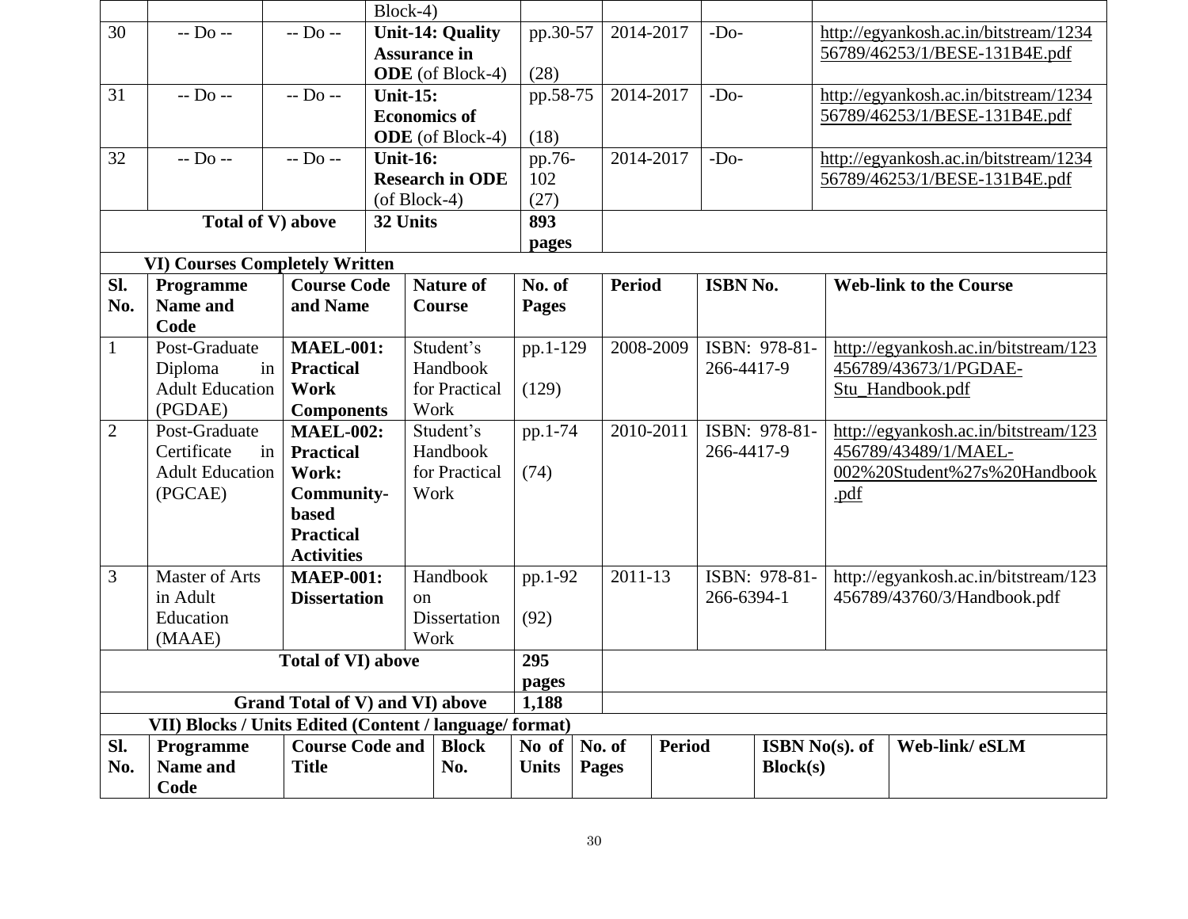| | | | Block-4) | | | | |
|---|---|---|---|---|---|---|---|
| 30 | -- Do -- | -- Do -- | **Unit-14: Quality Assurance in ODE** (of Block-4) | pp.30-57 (28) | 2014-2017 | -Do- | http://egyankosh.ac.in/bitstream/123456789/46253/1/BESE-131B4E.pdf |
| 31 | -- Do -- | -- Do -- | **Unit-15: Economics of ODE** (of Block-4) | pp.58-75 (18) | 2014-2017 | -Do- | http://egyankosh.ac.in/bitstream/123456789/46253/1/BESE-131B4E.pdf |
| 32 | -- Do -- | -- Do -- | **Unit-16: Research in ODE** (of Block-4) | pp.76-102 (27) | 2014-2017 | -Do- | http://egyankosh.ac.in/bitstream/123456789/46253/1/BESE-131B4E.pdf |
| **Total of V) above** | | | **32 Units** | **893 pages** | | | |

**VI) Courses Completely Written**

| Sl. No. | Programme Name and Code | Course Code and Name | Nature of Course | No. of Pages | Period | ISBN No. | Web-link to the Course |
|---|---|---|---|---|---|---|---|
| 1 | Post-Graduate Diploma in Adult Education (PGDAE) | **MAEL-001: Practical Work Components** | Student's Handbook for Practical Work | pp.1-129 (129) | 2008-2009 | ISBN: 978-81-266-4417-9 | http://egyankosh.ac.in/bitstream/123456789/43673/1/PGDAE-Stu_Handbook.pdf |
| 2 | Post-Graduate Certificate in Adult Education (PGCAE) | **MAEL-002: Practical Work: Community-based Practical Activities** | Student's Handbook for Practical Work | pp.1-74 (74) | 2010-2011 | ISBN: 978-81-266-4417-9 | http://egyankosh.ac.in/bitstream/123456789/43489/1/MAEL-002%20Student%27s%20Handbook.pdf |
| 3 | Master of Arts in Adult Education (MAAE) | **MAEP-001: Dissertation** | Handbook on Dissertation Work | pp.1-92 (92) | 2011-13 | ISBN: 978-81-266-6394-1 | http://egyankosh.ac.in/bitstream/123456789/43760/3/Handbook.pdf |
| **Total of VI) above** | | | | **295 pages** | | | |
| **Grand Total of V) and VI) above** | | | | **1,188** | | | |

**VII) Blocks / Units Edited (Content / language/ format)**

| Sl. No. | Programme Name and Code | Course Code and Title | Block No. | No of Units | No. of Pages | Period | ISBN No(s). of Block(s) | Web-link/ eSLM |
|---|---|---|---|---|---|---|---|---|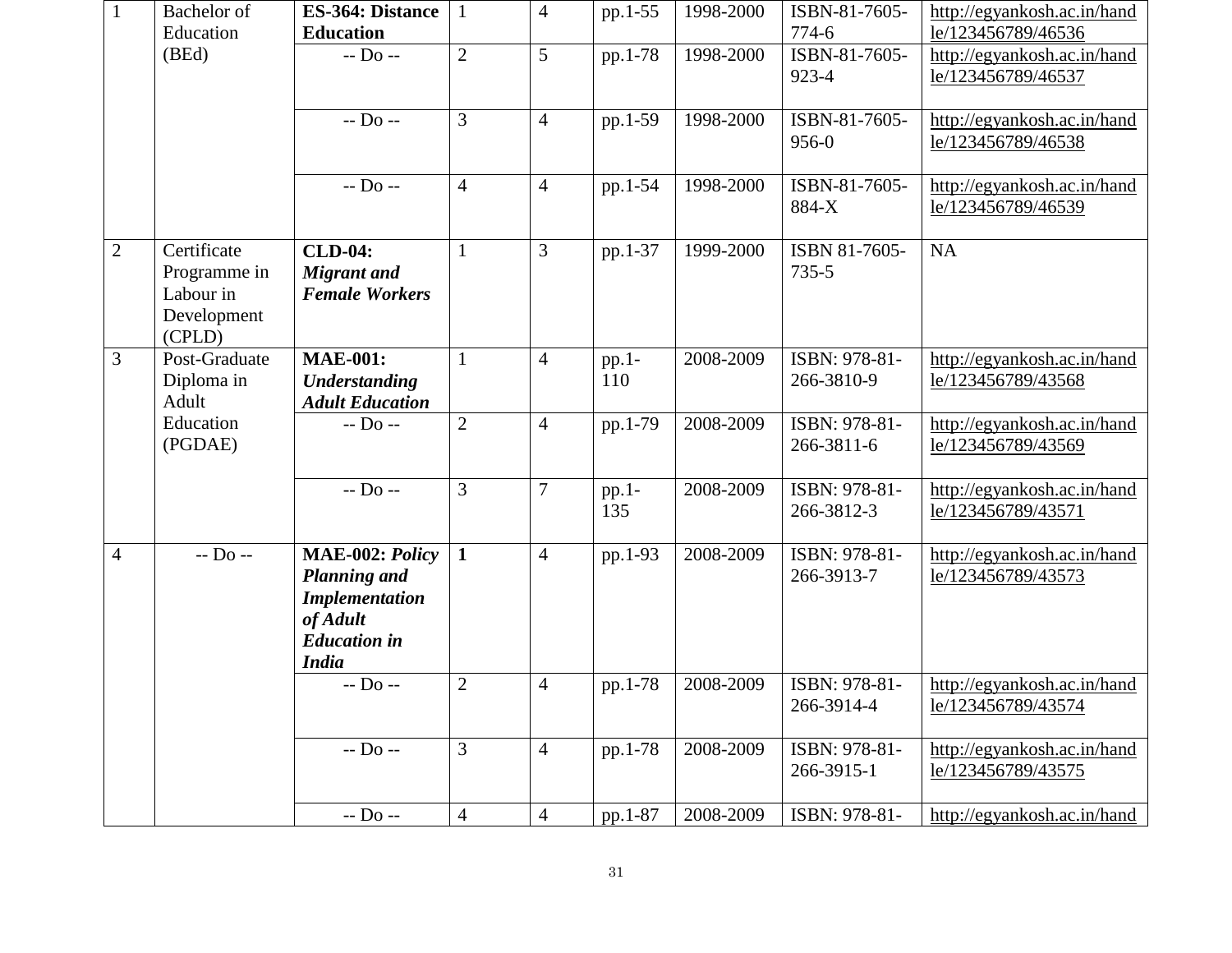| 1 | Bachelor of Education (BEd) | **ES-364: Distance Education** | 1 | 4 | pp.1-55 | 1998-2000 | ISBN-81-7605-774-6 | http://egyankosh.ac.in/handle/123456789/46536 |
|---|---|---|---|---|---|---|---|---|
| | | -- Do -- | 2 | 5 | pp.1-78 | 1998-2000 | ISBN-81-7605-923-4 | http://egyankosh.ac.in/handle/123456789/46537 |
| | | -- Do -- | 3 | 4 | pp.1-59 | 1998-2000 | ISBN-81-7605-956-0 | http://egyankosh.ac.in/handle/123456789/46538 |
| | | -- Do -- | 4 | 4 | pp.1-54 | 1998-2000 | ISBN-81-7605-884-X | http://egyankosh.ac.in/handle/123456789/46539 |
| 2 | Certificate Programme in Labour in Development (CPLD) | **CLD-04:** ***Migrant and Female Workers*** | 1 | 3 | pp.1-37 | 1999-2000 | ISBN 81-7605-735-5 | NA |
| 3 | Post-Graduate Diploma in Adult Education (PGDAE) | **MAE-001:** ***Understanding Adult Education*** | 1 | 4 | pp.1-110 | 2008-2009 | ISBN: 978-81-266-3810-9 | http://egyankosh.ac.in/handle/123456789/43568 |
| | | -- Do -- | 2 | 4 | pp.1-79 | 2008-2009 | ISBN: 978-81-266-3811-6 | http://egyankosh.ac.in/handle/123456789/43569 |
| | | -- Do -- | 3 | 7 | pp.1-135 | 2008-2009 | ISBN: 978-81-266-3812-3 | http://egyankosh.ac.in/handle/123456789/43571 |
| 4 | -- Do -- | **MAE-002:** ***Policy Planning and Implementation of Adult Education in India*** | **1** | 4 | pp.1-93 | 2008-2009 | ISBN: 978-81-266-3913-7 | http://egyankosh.ac.in/handle/123456789/43573 |
| | | -- Do -- | 2 | 4 | pp.1-78 | 2008-2009 | ISBN: 978-81-266-3914-4 | http://egyankosh.ac.in/handle/123456789/43574 |
| | | -- Do -- | 3 | 4 | pp.1-78 | 2008-2009 | ISBN: 978-81-266-3915-1 | http://egyankosh.ac.in/handle/123456789/43575 |
| | | -- Do -- | 4 | 4 | pp.1-87 | 2008-2009 | ISBN: 978-81- | http://egyankosh.ac.in/hand |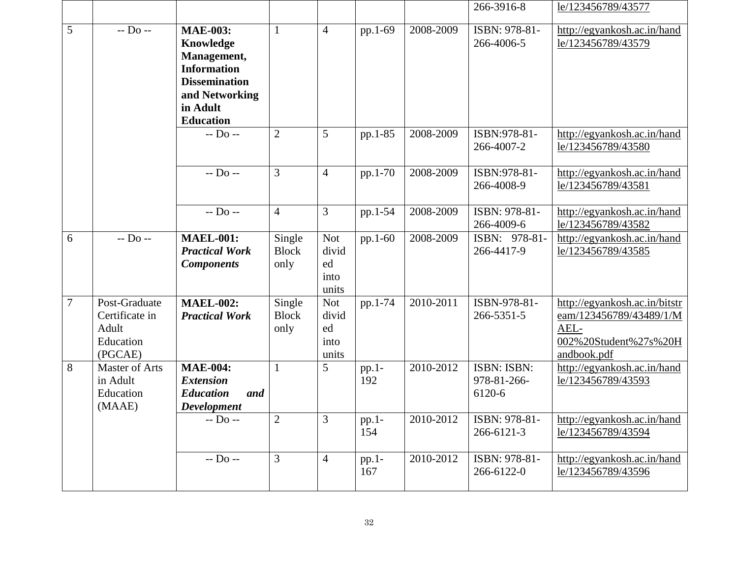| | | | | | | | | |
|---|---|---|---|---|---|---|---|---|
| | | | | | | | 266-3916-8 | le/123456789/43577 |
| 5 | -- Do -- | **MAE-003: Knowledge Management, Information Dissemination and Networking in Adult Education** | 1 | 4 | pp.1-69 | 2008-2009 | ISBN: 978-81-266-4006-5 | http://egyankosh.ac.in/handle/123456789/43579 |
| | | -- Do -- | 2 | 5 | pp.1-85 | 2008-2009 | ISBN:978-81-266-4007-2 | http://egyankosh.ac.in/handle/123456789/43580 |
| | | -- Do -- | 3 | 4 | pp.1-70 | 2008-2009 | ISBN:978-81-266-4008-9 | http://egyankosh.ac.in/handle/123456789/43581 |
| | | -- Do -- | 4 | 3 | pp.1-54 | 2008-2009 | ISBN: 978-81-266-4009-6 | http://egyankosh.ac.in/handle/123456789/43582 |
| 6 | -- Do -- | **MAEL-001: *Practical Work Components*** | Single Block only | Not divided into units | pp.1-60 | 2008-2009 | ISBN: 978-81-266-4417-9 | http://egyankosh.ac.in/handle/123456789/43585 |
| 7 | Post-Graduate Certificate in Adult Education (PGCAE) | **MAEL-002: *Practical Work*** | Single Block only | Not divided into units | pp.1-74 | 2010-2011 | ISBN-978-81-266-5351-5 | http://egyankosh.ac.in/bitstream/123456789/43489/1/MAEL-002%20Student%27s%20Handbook.pdf |
| 8 | Master of Arts in Adult Education (MAAE) | **MAE-004: *Extension Education and Development*** | 1 | 5 | pp.1-192 | 2010-2012 | ISBN: ISBN: 978-81-266-6120-6 | http://egyankosh.ac.in/handle/123456789/43593 |
| | | -- Do -- | 2 | 3 | pp.1-154 | 2010-2012 | ISBN: 978-81-266-6121-3 | http://egyankosh.ac.in/handle/123456789/43594 |
| | | -- Do -- | 3 | 4 | pp.1-167 | 2010-2012 | ISBN: 978-81-266-6122-0 | http://egyankosh.ac.in/handle/123456789/43596 |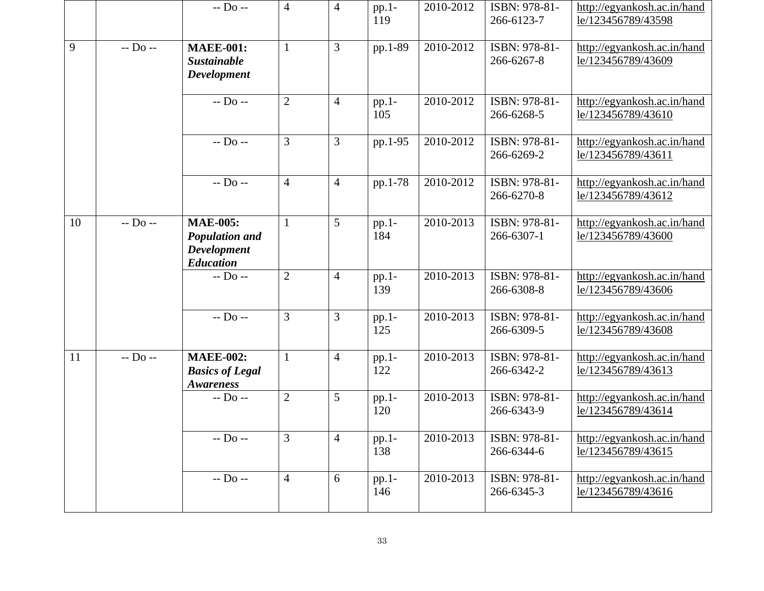| | | -- Do -- | 4 | 4 | pp.1-119 | 2010-2012 | ISBN: 978-81-266-6123-7 | http://egyankosh.ac.in/handle/123456789/43598 |
|---|---|---|---|---|---|---|---|---|
| 9 | -- Do -- | **MAEE-001:** ***Sustainable Development*** | 1 | 3 | pp.1-89 | 2010-2012 | ISBN: 978-81-266-6267-8 | http://egyankosh.ac.in/handle/123456789/43609 |
| | | -- Do -- | 2 | 4 | pp.1-105 | 2010-2012 | ISBN: 978-81-266-6268-5 | http://egyankosh.ac.in/handle/123456789/43610 |
| | | -- Do -- | 3 | 3 | pp.1-95 | 2010-2012 | ISBN: 978-81-266-6269-2 | http://egyankosh.ac.in/handle/123456789/43611 |
| | | -- Do -- | 4 | 4 | pp.1-78 | 2010-2012 | ISBN: 978-81-266-6270-8 | http://egyankosh.ac.in/handle/123456789/43612 |
| 10 | -- Do -- | **MAE-005:** ***Population and Development Education*** | 1 | 5 | pp.1-184 | 2010-2013 | ISBN: 978-81-266-6307-1 | http://egyankosh.ac.in/handle/123456789/43600 |
| | | -- Do -- | 2 | 4 | pp.1-139 | 2010-2013 | ISBN: 978-81-266-6308-8 | http://egyankosh.ac.in/handle/123456789/43606 |
| | | -- Do -- | 3 | 3 | pp.1-125 | 2010-2013 | ISBN: 978-81-266-6309-5 | http://egyankosh.ac.in/handle/123456789/43608 |
| 11 | -- Do -- | **MAEE-002:** ***Basics of Legal Awareness*** | 1 | 4 | pp.1-122 | 2010-2013 | ISBN: 978-81-266-6342-2 | http://egyankosh.ac.in/handle/123456789/43613 |
| | | -- Do -- | 2 | 5 | pp.1-120 | 2010-2013 | ISBN: 978-81-266-6343-9 | http://egyankosh.ac.in/handle/123456789/43614 |
| | | -- Do -- | 3 | 4 | pp.1-138 | 2010-2013 | ISBN: 978-81-266-6344-6 | http://egyankosh.ac.in/handle/123456789/43615 |
| | | -- Do -- | 4 | 6 | pp.1-146 | 2010-2013 | ISBN: 978-81-266-6345-3 | http://egyankosh.ac.in/handle/123456789/43616 |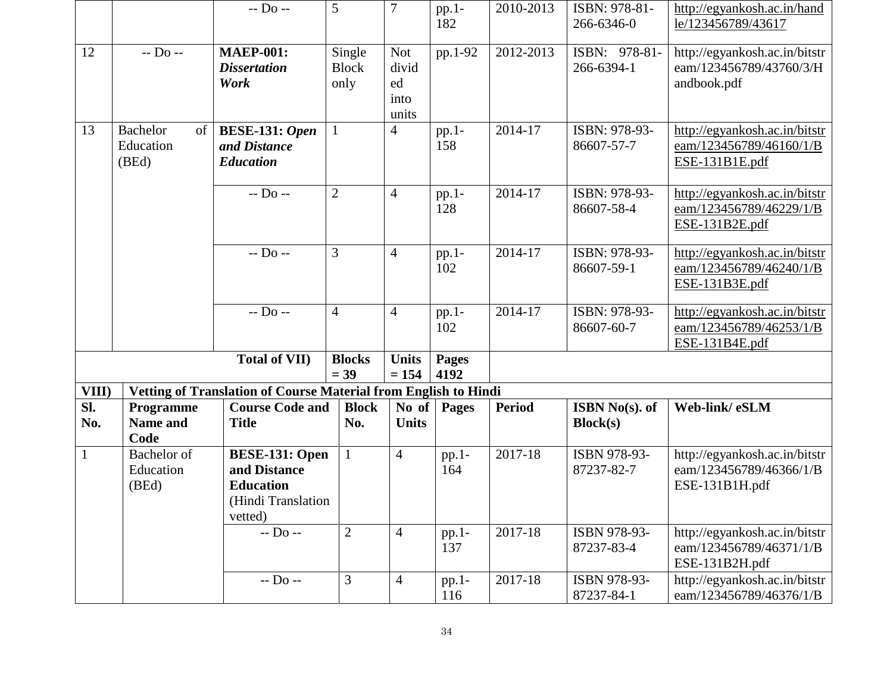|  |  | -- Do -- | 5 | 7 | pp.1-182 | 2010-2013 | ISBN: 978-81-266-6346-0 | http://egyankosh.ac.in/handle/123456789/43617 |
|---|---|---|---|---|---|---|---|---|
| 12 | -- Do -- | ***MAEP-001: Dissertation Work*** | Single Block only | Not divided into units | pp.1-92 | 2012-2013 | ISBN: 978-81-266-6394-1 | http://egyankosh.ac.in/bitstream/123456789/43760/3/Handbook.pdf |
| 13 | Bachelor of Education (BEd) | ***BESE-131: Open and Distance Education*** | 1 | 4 | pp.1-158 | 2014-17 | ISBN: 978-93-86607-57-7 | http://egyankosh.ac.in/bitstream/123456789/46160/1/BESE-131B1E.pdf |
|  |  | -- Do -- | 2 | 4 | pp.1-128 | 2014-17 | ISBN: 978-93-86607-58-4 | http://egyankosh.ac.in/bitstream/123456789/46229/1/BESE-131B2E.pdf |
|  |  | -- Do -- | 3 | 4 | pp.1-102 | 2014-17 | ISBN: 978-93-86607-59-1 | http://egyankosh.ac.in/bitstream/123456789/46240/1/BESE-131B3E.pdf |
|  |  | -- Do -- | 4 | 4 | pp.1-102 | 2014-17 | ISBN: 978-93-86607-60-7 | http://egyankosh.ac.in/bitstream/123456789/46253/1/BESE-131B4E.pdf |
|  |  | **Total of VII)** | **Blocks = 39** | **Units = 154** | **Pages 4192** |  |  |  |

**VIII) Vetting of Translation of Course Material from English to Hindi**

| Sl. No. | Programme Name and Code | Course Code and Title | Block No. | No of Units | Pages | Period | ISBN No(s). of Block(s) | Web-link/ eSLM |
|---|---|---|---|---|---|---|---|---|
| 1 | Bachelor of Education (BEd) | **BESE-131: Open and Distance Education** (Hindi Translation vetted) | 1 | 4 | pp.1-164 | 2017-18 | ISBN 978-93-87237-82-7 | http://egyankosh.ac.in/bitstream/123456789/46366/1/BESE-131B1H.pdf |
|  |  | -- Do -- | 2 | 4 | pp.1-137 | 2017-18 | ISBN 978-93-87237-83-4 | http://egyankosh.ac.in/bitstream/123456789/46371/1/BESE-131B2H.pdf |
|  |  | -- Do -- | 3 | 4 | pp.1-116 | 2017-18 | ISBN 978-93-87237-84-1 | http://egyankosh.ac.in/bitstream/123456789/46376/1/B |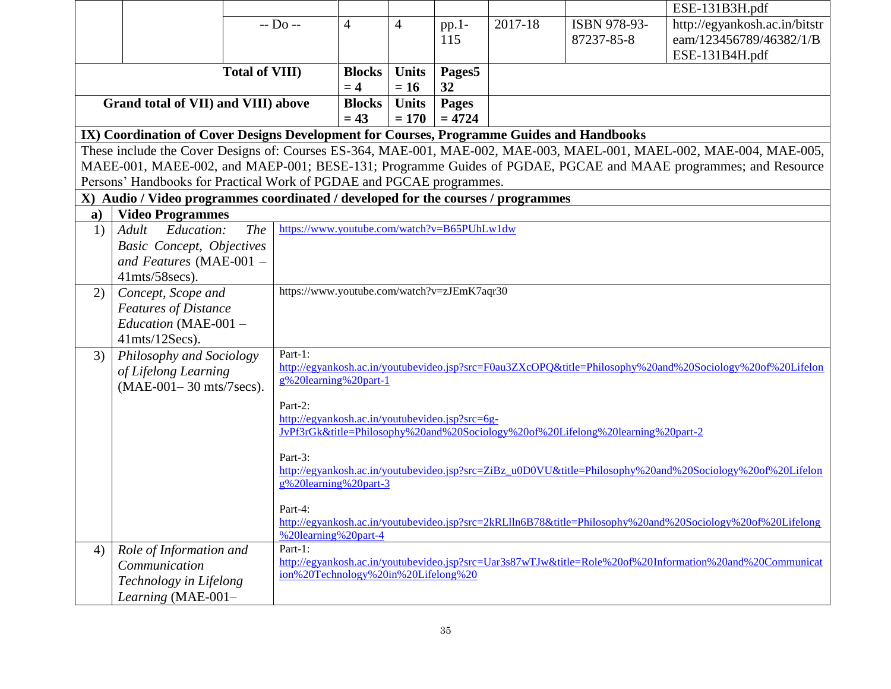| | | | | | | | | |
|---|---|---|---|---|---|---|---|---|
| | | | | | | | | ESE-131B3H.pdf |
| | | -- Do -- | 4 | 4 | pp.1-115 | 2017-18 | ISBN 978-93-87237-85-8 | http://egyankosh.ac.in/bitstream/123456789/46382/1/BESE-131B4H.pdf |
| **Total of VIII)** | | | **Blocks = 4** | **Units = 16** | **Pages5 32** | | | |
| **Grand total of VII) and VIII) above** | | | **Blocks = 43** | **Units = 170** | **Pages = 4724** | | | |

**IX) Coordination of Cover Designs Development for Courses, Programme Guides and Handbooks**

These include the Cover Designs of: Courses ES-364, MAE-001, MAE-002, MAE-003, MAEL-001, MAEL-002, MAE-004, MAE-005, MAEE-001, MAEE-002, and MAEP-001; BESE-131; Programme Guides of PGDAE, PGCAE and MAAE programmes; and Resource Persons' Handbooks for Practical Work of PGDAE and PGCAE programmes.

**X) Audio / Video programmes coordinated / developed for the courses / programmes**

| | **a) Video Programmes** | |
|---|---|---|
| 1) | *Adult Education: The Basic Concept, Objectives and Features* (MAE-001 – 41mts/58secs). | https://www.youtube.com/watch?v=B65PUhLw1dw |
| 2) | *Concept, Scope and Features of Distance Education* (MAE-001 – 41mts/12Secs). | https://www.youtube.com/watch?v=zJEmK7aqr30 |
| 3) | *Philosophy and Sociology of Lifelong Learning* (MAE-001– 30 mts/7secs). | Part-1: http://egyankosh.ac.in/youtubevideo.jsp?src=F0au3ZXcOPQ&title=Philosophy%20and%20Sociology%20of%20Lifelong%20learning%20part-1<br>Part-2: http://egyankosh.ac.in/youtubevideo.jsp?src=6g-JvPf3rGk&title=Philosophy%20and%20Sociology%20of%20Lifelong%20learning%20part-2<br>Part-3: http://egyankosh.ac.in/youtubevideo.jsp?src=ZiBz_u0D0VU&title=Philosophy%20and%20Sociology%20of%20Lifelong%20learning%20part-3<br>Part-4: http://egyankosh.ac.in/youtubevideo.jsp?src=2kRLlln6B78&title=Philosophy%20and%20Sociology%20of%20Lifelong%20learning%20part-4 |
| 4) | *Role of Information and Communication Technology in Lifelong Learning* (MAE-001– | Part-1: http://egyankosh.ac.in/youtubevideo.jsp?src=Uar3s87wTJw&title=Role%20of%20Information%20and%20Communication%20Technology%20in%20Lifelong%20 |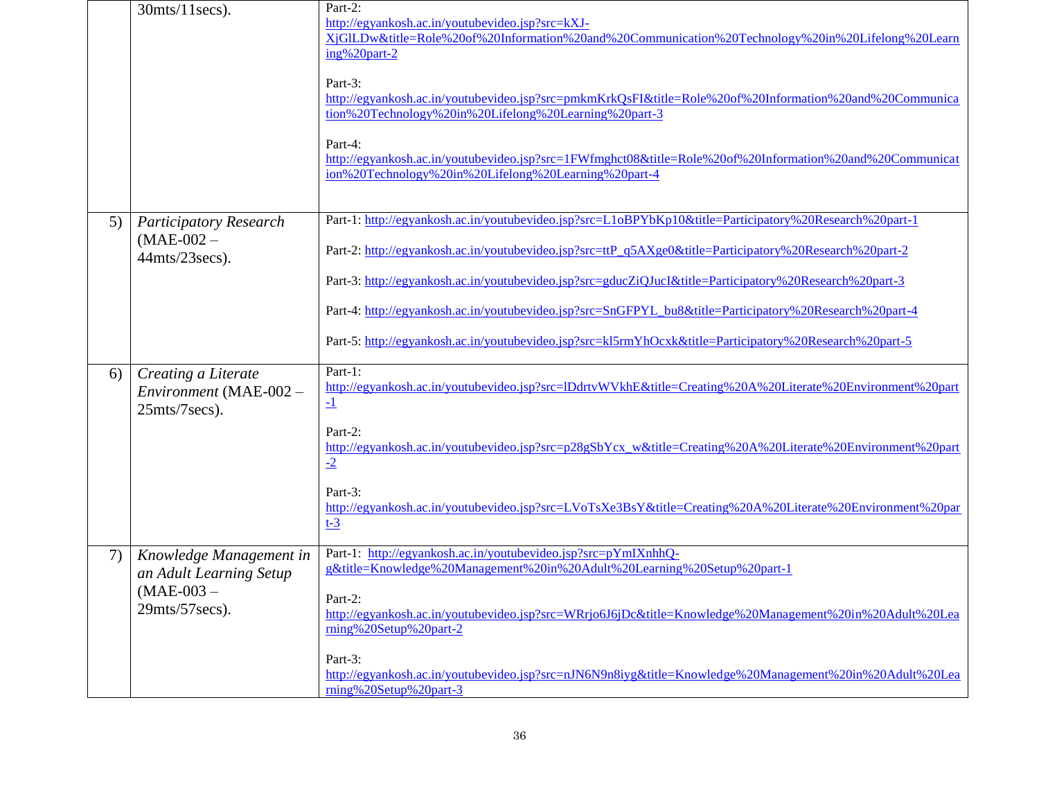|  | 30mts/11secs). | Part-2: http://egyankosh.ac.in/youtubevideo.jsp?src=kXJ-XjGlLDw&title=Role%20of%20Information%20and%20Communication%20Technology%20in%20Lifelong%20Learning%20part-2<br><br>Part-3: http://egyankosh.ac.in/youtubevideo.jsp?src=pmkmKrkQsFI&title=Role%20of%20Information%20and%20Communication%20Technology%20in%20Lifelong%20Learning%20part-3<br><br>Part-4: http://egyankosh.ac.in/youtubevideo.jsp?src=1FWfmghct08&title=Role%20of%20Information%20and%20Communication%20Technology%20in%20Lifelong%20Learning%20part-4 |
|---|---|---|
| 5) | *Participatory Research* (MAE-002 – 44mts/23secs). | Part-1: http://egyankosh.ac.in/youtubevideo.jsp?src=L1oBPYbKp10&title=Participatory%20Research%20part-1<br><br>Part-2: http://egyankosh.ac.in/youtubevideo.jsp?src=ttP_q5AXge0&title=Participatory%20Research%20part-2<br><br>Part-3: http://egyankosh.ac.in/youtubevideo.jsp?src=gducZiQJucI&title=Participatory%20Research%20part-3<br><br>Part-4: http://egyankosh.ac.in/youtubevideo.jsp?src=SnGFPYL_bu8&title=Participatory%20Research%20part-4<br><br>Part-5: http://egyankosh.ac.in/youtubevideo.jsp?src=kl5rmYhOcxk&title=Participatory%20Research%20part-5 |
| 6) | *Creating a Literate Environment* (MAE-002 – 25mts/7secs). | Part-1: http://egyankosh.ac.in/youtubevideo.jsp?src=lDdrtvWVkhE&title=Creating%20A%20Literate%20Environment%20part-1<br><br>Part-2: http://egyankosh.ac.in/youtubevideo.jsp?src=p28gSbYcx_w&title=Creating%20A%20Literate%20Environment%20part-2<br><br>Part-3: http://egyankosh.ac.in/youtubevideo.jsp?src=LVoTsXe3BsY&title=Creating%20A%20Literate%20Environment%20part-3 |
| 7) | *Knowledge Management in an Adult Learning Setup* (MAE-003 – 29mts/57secs). | Part-1: http://egyankosh.ac.in/youtubevideo.jsp?src=pYmIXnhhQ-g&title=Knowledge%20Management%20in%20Adult%20Learning%20Setup%20part-1<br><br>Part-2: http://egyankosh.ac.in/youtubevideo.jsp?src=WRrjo6J6jDc&title=Knowledge%20Management%20in%20Adult%20Learning%20Setup%20part-2<br><br>Part-3: http://egyankosh.ac.in/youtubevideo.jsp?src=nJN6N9n8iyg&title=Knowledge%20Management%20in%20Adult%20Learning%20Setup%20part-3 |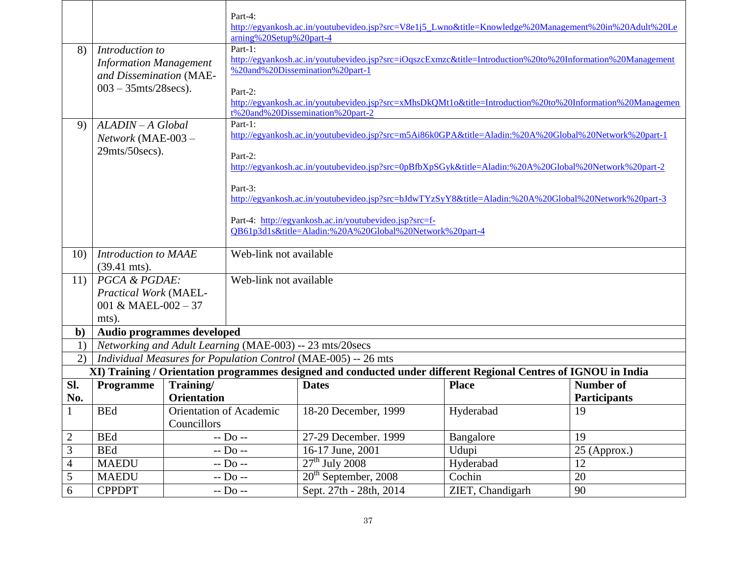| | | |
|---|---|---|
| | | Part-4: http://egyankosh.ac.in/youtubevideo.jsp?src=V8e1j5_Lwno&title=Knowledge%20Management%20in%20Adult%20Learning%20Setup%20part-4 |
| 8) | *Introduction to Information Management and Dissemination* (MAE-003 – 35mts/28secs). | Part-1: http://egyankosh.ac.in/youtubevideo.jsp?src=iOqszcExmzc&title=Introduction%20to%20Information%20Management%20and%20Dissemination%20part-1<br><br>Part-2: http://egyankosh.ac.in/youtubevideo.jsp?src=xMhsDkQMt1o&title=Introduction%20to%20Information%20Management%20and%20Dissemination%20part-2 |
| 9) | *ALADIN – A Global Network* (MAE-003 – 29mts/50secs). | Part-1: http://egyankosh.ac.in/youtubevideo.jsp?src=m5Ai86k0GPA&title=Aladin:%20A%20Global%20Network%20part-1<br><br>Part-2: http://egyankosh.ac.in/youtubevideo.jsp?src=0pBfbXpSGyk&title=Aladin:%20A%20Global%20Network%20part-2<br><br>Part-3: http://egyankosh.ac.in/youtubevideo.jsp?src=bJdwTYzSyY8&title=Aladin:%20A%20Global%20Network%20part-3<br><br>Part-4: http://egyankosh.ac.in/youtubevideo.jsp?src=f-QB61p3d1s&title=Aladin:%20A%20Global%20Network%20part-4 |
| 10) | *Introduction to MAAE* (39.41 mts). | Web-link not available |
| 11) | *PGCA & PGDAE: Practical Work* (MAEL-001 & MAEL-002 – 37 mts). | Web-link not available |
| **b)** | **Audio programmes developed** | |
| 1) | *Networking and Adult Learning* (MAE-003) -- 23 mts/20secs | |
| 2) | *Individual Measures for Population Control* (MAE-005) -- 26 mts | |

**XI) Training / Orientation programmes designed and conducted under different Regional Centres of IGNOU in India**

| Sl. No. | Programme | Training/ Orientation | Dates | Place | Number of Participants |
|---|---|---|---|---|---|
| 1 | BEd | Orientation of Academic Councillors | 18-20 December, 1999 | Hyderabad | 19 |
| 2 | BEd | -- Do -- | 27-29 December. 1999 | Bangalore | 19 |
| 3 | BEd | -- Do -- | 16-17 June, 2001 | Udupi | 25 (Approx.) |
| 4 | MAEDU | -- Do -- | 27th July 2008 | Hyderabad | 12 |
| 5 | MAEDU | -- Do -- | 20th September, 2008 | Cochin | 20 |
| 6 | CPPDPT | -- Do -- | Sept. 27th - 28th, 2014 | ZIET, Chandigarh | 90 |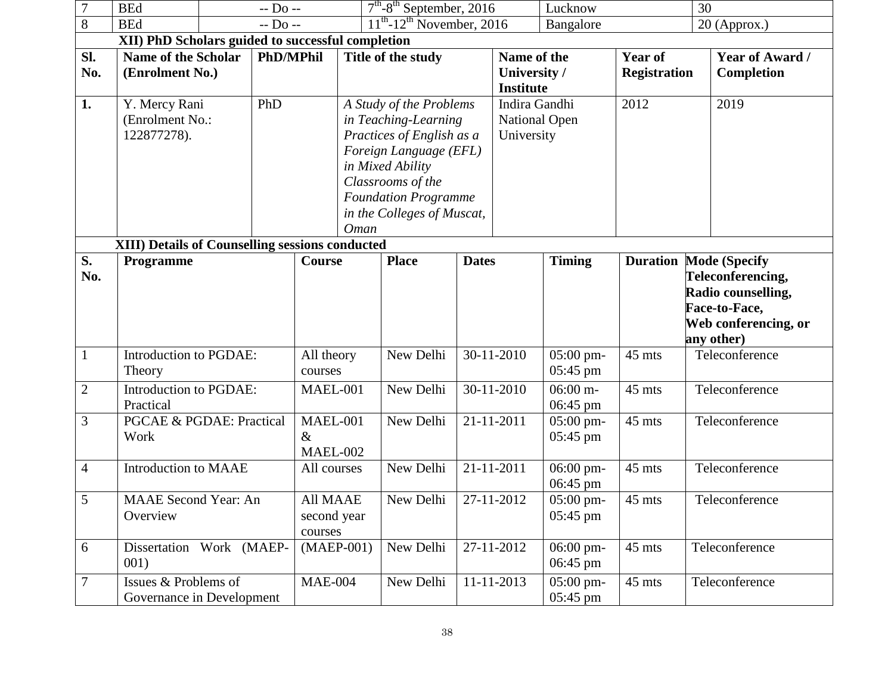| 7 | BEd | -- Do -- | 7th-8th September, 2016 | Lucknow | 30 |
|---|---|---|---|---|---|
| 8 | BEd | -- Do -- | 11th-12th November, 2016 | Bangalore | 20 (Approx.) |

**XII) PhD Scholars guided to successful completion**

| Sl. No. | Name of the Scholar (Enrolment No.) | PhD/MPhil | Title of the study | Name of the University / Institute | Year of Registration | Year of Award / Completion |
|---|---|---|---|---|---|---|
| **1.** | Y. Mercy Rani (Enrolment No.: 122877278). | PhD | *A Study of the Problems in Teaching-Learning Practices of English as a Foreign Language (EFL) in Mixed Ability Classrooms of the Foundation Programme in the Colleges of Muscat, Oman* | Indira Gandhi National Open University | 2012 | 2019 |

**XIII) Details of Counselling sessions conducted**

| S. No. | Programme | Course | Place | Dates | Timing | Duration | Mode (Specify Teleconferencing, Radio counselling, Face-to-Face, Web conferencing, or any other) |
|---|---|---|---|---|---|---|---|
| 1 | Introduction to PGDAE: Theory | All theory courses | New Delhi | 30-11-2010 | 05:00 pm-05:45 pm | 45 mts | Teleconference |
| 2 | Introduction to PGDAE: Practical | MAEL-001 | New Delhi | 30-11-2010 | 06:00 m-06:45 pm | 45 mts | Teleconference |
| 3 | PGCAE & PGDAE: Practical Work | MAEL-001 & MAEL-002 | New Delhi | 21-11-2011 | 05:00 pm-05:45 pm | 45 mts | Teleconference |
| 4 | Introduction to MAAE | All courses | New Delhi | 21-11-2011 | 06:00 pm-06:45 pm | 45 mts | Teleconference |
| 5 | MAAE Second Year: An Overview | All MAAE second year courses | New Delhi | 27-11-2012 | 05:00 pm-05:45 pm | 45 mts | Teleconference |
| 6 | Dissertation Work (MAEP-001) | (MAEP-001) | New Delhi | 27-11-2012 | 06:00 pm-06:45 pm | 45 mts | Teleconference |
| 7 | Issues & Problems of Governance in Development | MAE-004 | New Delhi | 11-11-2013 | 05:00 pm-05:45 pm | 45 mts | Teleconference |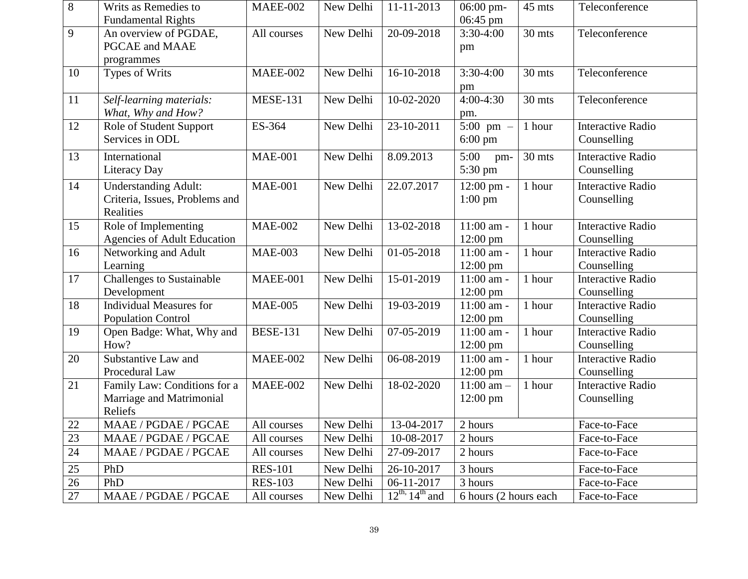| 8 | Writs as Remedies to Fundamental Rights | MAEE-002 | New Delhi | 11-11-2013 | 06:00 pm-06:45 pm | 45 mts | Teleconference |
|---|---|---|---|---|---|---|---|
| 9 | An overview of PGDAE, PGCAE and MAAE programmes | All courses | New Delhi | 20-09-2018 | 3:30-4:00 pm | 30 mts | Teleconference |
| 10 | Types of Writs | MAEE-002 | New Delhi | 16-10-2018 | 3:30-4:00 pm | 30 mts | Teleconference |
| 11 | *Self-learning materials: What, Why and How?* | MESE-131 | New Delhi | 10-02-2020 | 4:00-4:30 pm. | 30 mts | Teleconference |
| 12 | Role of Student Support Services in ODL | ES-364 | New Delhi | 23-10-2011 | 5:00 pm – 6:00 pm | 1 hour | Interactive Radio Counselling |
| 13 | International Literacy Day | MAE-001 | New Delhi | 8.09.2013 | 5:00 pm-5:30 pm | 30 mts | Interactive Radio Counselling |
| 14 | Understanding Adult: Criteria, Issues, Problems and Realities | MAE-001 | New Delhi | 22.07.2017 | 12:00 pm - 1:00 pm | 1 hour | Interactive Radio Counselling |
| 15 | Role of Implementing Agencies of Adult Education | MAE-002 | New Delhi | 13-02-2018 | 11:00 am - 12:00 pm | 1 hour | Interactive Radio Counselling |
| 16 | Networking and Adult Learning | MAE-003 | New Delhi | 01-05-2018 | 11:00 am - 12:00 pm | 1 hour | Interactive Radio Counselling |
| 17 | Challenges to Sustainable Development | MAEE-001 | New Delhi | 15-01-2019 | 11:00 am - 12:00 pm | 1 hour | Interactive Radio Counselling |
| 18 | Individual Measures for Population Control | MAE-005 | New Delhi | 19-03-2019 | 11:00 am - 12:00 pm | 1 hour | Interactive Radio Counselling |
| 19 | Open Badge: What, Why and How? | BESE-131 | New Delhi | 07-05-2019 | 11:00 am - 12:00 pm | 1 hour | Interactive Radio Counselling |
| 20 | Substantive Law and Procedural Law | MAEE-002 | New Delhi | 06-08-2019 | 11:00 am - 12:00 pm | 1 hour | Interactive Radio Counselling |
| 21 | Family Law: Conditions for a Marriage and Matrimonial Reliefs | MAEE-002 | New Delhi | 18-02-2020 | 11:00 am – 12:00 pm | 1 hour | Interactive Radio Counselling |
| 22 | MAAE / PGDAE / PGCAE | All courses | New Delhi | 13-04-2017 | 2 hours | | Face-to-Face |
| 23 | MAAE / PGDAE / PGCAE | All courses | New Delhi | 10-08-2017 | 2 hours | | Face-to-Face |
| 24 | MAAE / PGDAE / PGCAE | All courses | New Delhi | 27-09-2017 | 2 hours | | Face-to-Face |
| 25 | PhD | RES-101 | New Delhi | 26-10-2017 | 3 hours | | Face-to-Face |
| 26 | PhD | RES-103 | New Delhi | 06-11-2017 | 3 hours | | Face-to-Face |
| 27 | MAAE / PGDAE / PGCAE | All courses | New Delhi | 12th, 14th and | 6 hours (2 hours each | | Face-to-Face |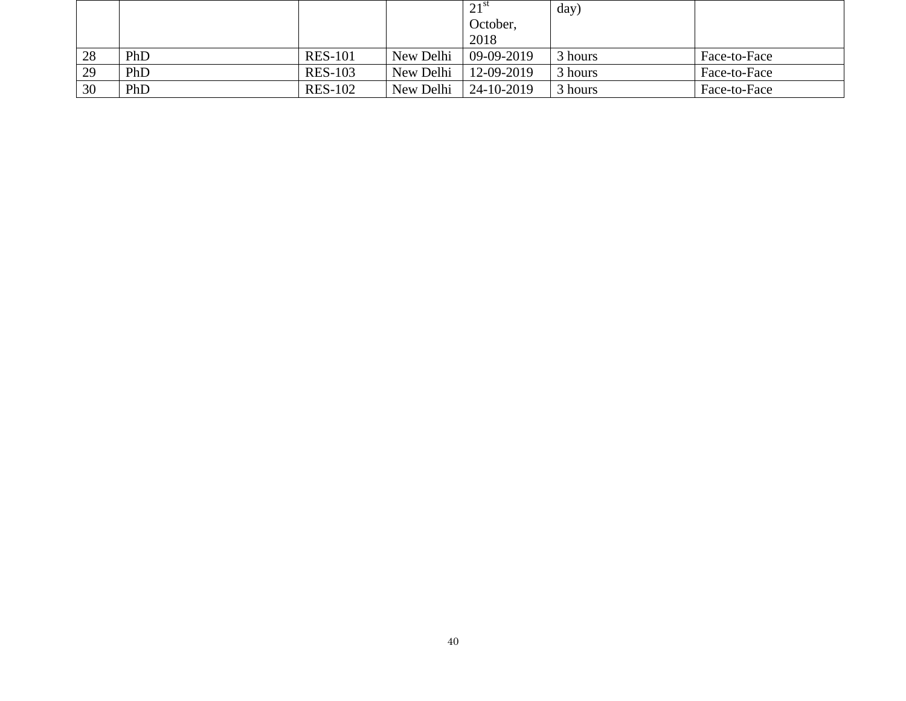| | | | | 21st October, 2018 | day) | |
|---|---|---|---|---|---|---|
| 28 | PhD | RES-101 | New Delhi | 09-09-2019 | 3 hours | Face-to-Face |
| 29 | PhD | RES-103 | New Delhi | 12-09-2019 | 3 hours | Face-to-Face |
| 30 | PhD | RES-102 | New Delhi | 24-10-2019 | 3 hours | Face-to-Face |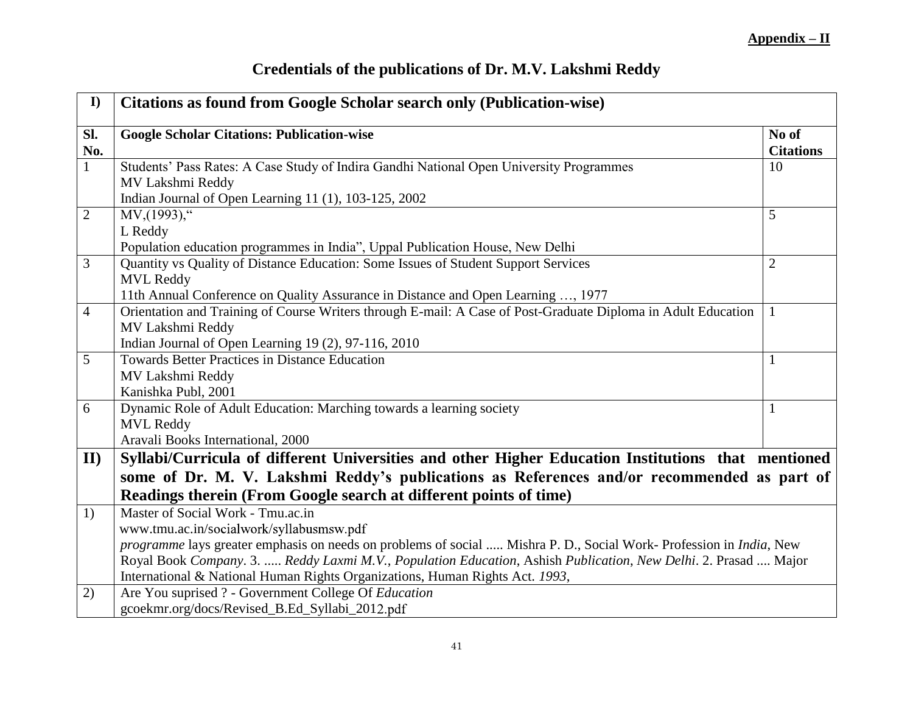**Appendix – II**

# Credentials of the publications of Dr. M.V. Lakshmi Reddy

| I) | Citations as found from Google Scholar search only (Publication-wise) | |
|---|---|---|
| **Sl. No.** | **Google Scholar Citations: Publication-wise** | **No of Citations** |
| 1 | Students' Pass Rates: A Case Study of Indira Gandhi National Open University Programmes<br>MV Lakshmi Reddy<br>Indian Journal of Open Learning 11 (1), 103-125, 2002 | 10 |
| 2 | MV,(1993),"<br>L Reddy<br>Population education programmes in India", Uppal Publication House, New Delhi | 5 |
| 3 | Quantity vs Quality of Distance Education: Some Issues of Student Support Services<br>MVL Reddy<br>11th Annual Conference on Quality Assurance in Distance and Open Learning …, 1977 | 2 |
| 4 | Orientation and Training of Course Writers through E-mail: A Case of Post-Graduate Diploma in Adult Education<br>MV Lakshmi Reddy<br>Indian Journal of Open Learning 19 (2), 97-116, 2010 | 1 |
| 5 | Towards Better Practices in Distance Education<br>MV Lakshmi Reddy<br>Kanishka Publ, 2001 | 1 |
| 6 | Dynamic Role of Adult Education: Marching towards a learning society<br>MVL Reddy<br>Aravali Books International, 2000 | 1 |
| **II)** | **Syllabi/Curricula of different Universities and other Higher Education Institutions that mentioned some of Dr. M. V. Lakshmi Reddy's publications as References and/or recommended as part of Readings therein (From Google search at different points of time)** | |
| 1) | Master of Social Work - Tmu.ac.in<br>www.tmu.ac.in/socialwork/syllabusmsw.pdf<br>*programme* lays greater emphasis on needs on problems of social ..... Mishra P. D., Social Work- Profession in *India*, New Royal Book *Company*. 3. ..... *Reddy Laxmi M.V.*, *Population Education*, Ashish *Publication*, *New Delhi*. 2. Prasad .... Major International & National Human Rights Organizations, Human Rights Act. *1993*, | |
| 2) | Are You suprised ? - Government College Of *Education*<br>gcoekmr.org/docs/Revised_B.Ed_Syllabi_2012.pdf | |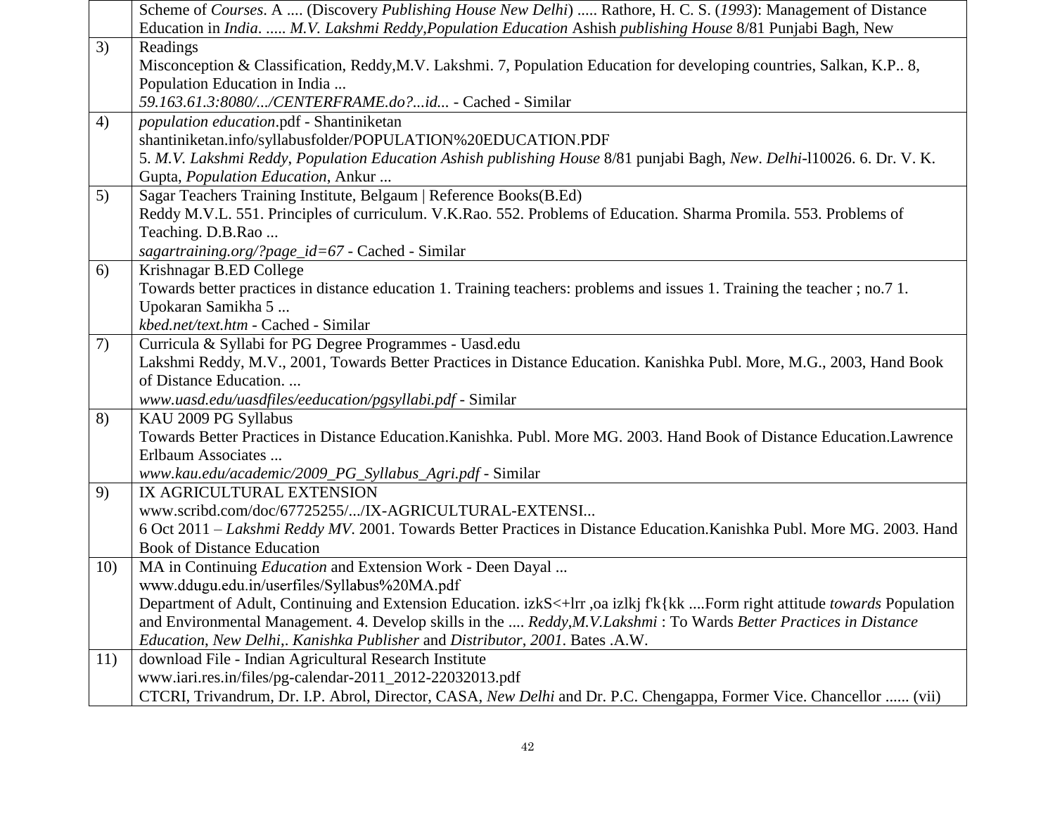| | |
|---|---|
| | Scheme of *Courses*. A .... (Discovery *Publishing House New Delhi*) ..... Rathore, H. C. S. (*1993*): Management of Distance Education in *India*. ..... *M.V. Lakshmi Reddy,Population Education* Ashish *publishing House* 8/81 Punjabi Bagh, New |
| 3) | Readings<br>Misconception & Classification, Reddy,M.V. Lakshmi. 7, Population Education for developing countries, Salkan, K.P.. 8, Population Education in India ...<br>*59.163.61.3:8080/.../CENTERFRAME.do?...id...* - Cached - Similar |
| 4) | *population education*.pdf - Shantiniketan<br>shantiniketan.info/syllabusfolder/POPULATION%20EDUCATION.PDF<br>5. *M.V. Lakshmi Reddy*, *Population Education Ashish publishing House* 8/81 punjabi Bagh, *New*. *Delhi*-l10026. 6. Dr. V. K. Gupta, *Population Education*, Ankur ... |
| 5) | Sagar Teachers Training Institute, Belgaum \| Reference Books(B.Ed)<br>Reddy M.V.L. 551. Principles of curriculum. V.K.Rao. 552. Problems of Education. Sharma Promila. 553. Problems of Teaching. D.B.Rao ...<br>*sagartraining.org/?page_id=67* - Cached - Similar |
| 6) | Krishnagar B.ED College<br>Towards better practices in distance education 1. Training teachers: problems and issues 1. Training the teacher ; no.7 1. Upokaran Samikha 5 ...<br>*kbed.net/text.htm* - Cached - Similar |
| 7) | Curricula & Syllabi for PG Degree Programmes - Uasd.edu<br>Lakshmi Reddy, M.V., 2001, Towards Better Practices in Distance Education. Kanishka Publ. More, M.G., 2003, Hand Book of Distance Education. ...<br>*www.uasd.edu/uasdfiles/eeducation/pgsyllabi.pdf* - Similar |
| 8) | KAU 2009 PG Syllabus<br>Towards Better Practices in Distance Education.Kanishka. Publ. More MG. 2003. Hand Book of Distance Education.Lawrence Erlbaum Associates ...<br>*www.kau.edu/academic/2009_PG_Syllabus_Agri.pdf* - Similar |
| 9) | IX AGRICULTURAL EXTENSION<br>www.scribd.com/doc/67725255/.../IX-AGRICULTURAL-EXTENSI...<br>6 Oct 2011 – *Lakshmi Reddy MV*. 2001. Towards Better Practices in Distance Education.Kanishka Publ. More MG. 2003. Hand Book of Distance Education |
| 10) | MA in Continuing *Education* and Extension Work - Deen Dayal ...<br>www.ddugu.edu.in/userfiles/Syllabus%20MA.pdf<br>Department of Adult, Continuing and Extension Education. izkS<+lrr ,oa izlkj f'k{kk ....Form right attitude *towards* Population and Environmental Management. 4. Develop skills in the .... *Reddy*,*M.V.Lakshmi* : To Wards *Better Practices in Distance Education*, *New Delhi*,. *Kanishka Publisher* and *Distributor*, *2001*. Bates .A.W. |
| 11) | download File - Indian Agricultural Research Institute<br>www.iari.res.in/files/pg-calendar-2011_2012-22032013.pdf<br>CTCRI, Trivandrum, Dr. I.P. Abrol, Director, CASA, *New Delhi* and Dr. P.C. Chengappa, Former Vice. Chancellor ...... (vii) |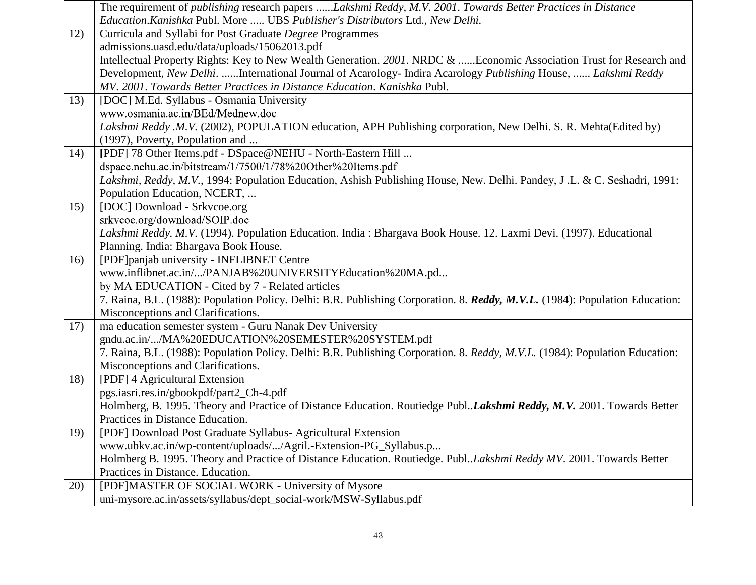| | |
|---|---|
| | The requirement of *publishing* research papers ......*Lakshmi Reddy, M.V. 2001. Towards Better Practices in Distance Education.Kanishka* Publ. More ..... UBS *Publisher's Distributors* Ltd., *New Delhi.* |
| 12) | Curricula and Syllabi for Post Graduate *Degree* Programmes<br>admissions.uasd.edu/data/uploads/15062013.pdf<br>Intellectual Property Rights: Key to New Wealth Generation. *2001*. NRDC & ......Economic Association Trust for Research and Development, *New Delhi*. ......International Journal of Acarology- Indira Acarology *Publishing* House, ...... *Lakshmi Reddy MV. 2001. Towards Better Practices in Distance Education. Kanishka* Publ. |
| 13) | [DOC] M.Ed. Syllabus - Osmania University<br>www.osmania.ac.in/BEd/Mednew.doc<br>*Lakshmi Reddy .M.V.* (2002), POPULATION education, APH Publishing corporation, New Delhi. S. R. Mehta(Edited by) (1997), Poverty, Population and ... |
| 14) | [PDF] 78 Other Items.pdf - DSpace@NEHU - North-Eastern Hill ...<br>dspace.nehu.ac.in/bitstream/1/7500/1/78%20Other%20Items.pdf<br>*Lakshmi, Reddy, M.V.*, 1994: Population Education, Ashish Publishing House, New. Delhi. Pandey, J .L. & C. Seshadri, 1991: Population Education, NCERT, ... |
| 15) | [DOC] Download - Srkvcoe.org<br>srkvcoe.org/download/SOIP.doc<br>*Lakshmi Reddy. M.V.* (1994). Population Education. India : Bhargava Book House. 12. Laxmi Devi. (1997). Educational Planning. India: Bhargava Book House. |
| 16) | [PDF]panjab university - INFLIBNET Centre<br>www.inflibnet.ac.in/.../PANJAB%20UNIVERSITYEducation%20MA.pd...<br>by MA EDUCATION - Cited by 7 - Related articles<br>7. Raina, B.L. (1988): Population Policy. Delhi: B.R. Publishing Corporation. 8. ***Reddy, M.V.L.*** (1984): Population Education: Misconceptions and Clarifications. |
| 17) | ma education semester system - Guru Nanak Dev University<br>gndu.ac.in/.../MA%20EDUCATION%20SEMESTER%20SYSTEM.pdf<br>7. Raina, B.L. (1988): Population Policy. Delhi: B.R. Publishing Corporation. 8. *Reddy, M.V.L.* (1984): Population Education: Misconceptions and Clarifications. |
| 18) | [PDF] 4 Agricultural Extension<br>pgs.iasri.res.in/gbookpdf/part2_Ch-4.pdf<br>Holmberg, B. 1995. Theory and Practice of Distance Education. Routiedge Publ..***Lakshmi Reddy, M.V.*** 2001. Towards Better Practices in Distance Education. |
| 19) | [PDF] Download Post Graduate Syllabus- Agricultural Extension<br>www.ubkv.ac.in/wp-content/uploads/.../Agril.-Extension-PG_Syllabus.p...<br>Holmberg B. 1995. Theory and Practice of Distance Education. Routiedge. Publ..*Lakshmi Reddy MV*. 2001. Towards Better Practices in Distance. Education. |
| 20) | [PDF]MASTER OF SOCIAL WORK - University of Mysore<br>uni-mysore.ac.in/assets/syllabus/dept_social-work/MSW-Syllabus.pdf |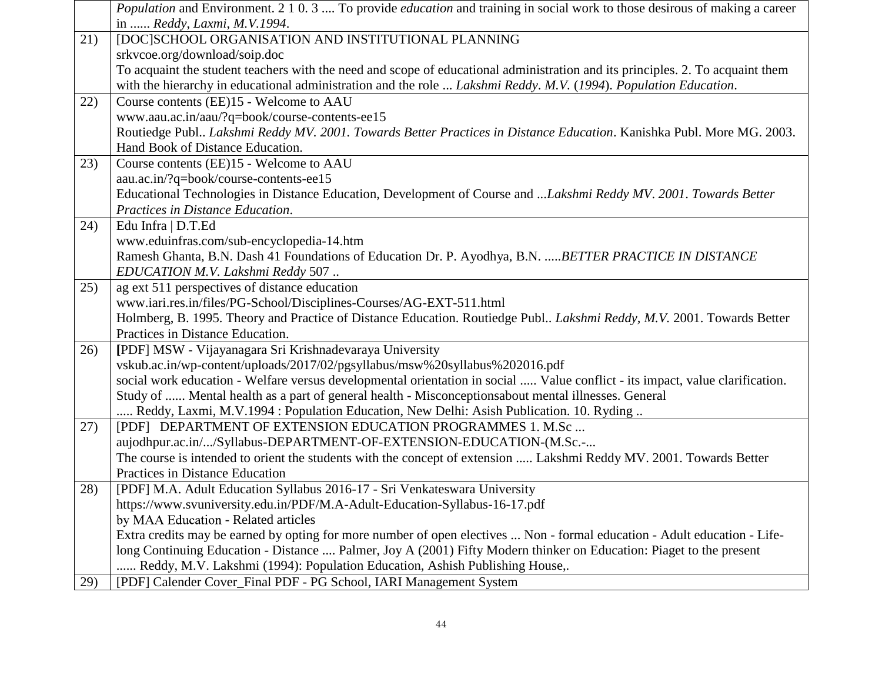|  |  |
|---|---|
|  | *Population* and Environment. 2 1 0. 3 .... To provide *education* and training in social work to those desirous of making a career in ...... *Reddy, Laxmi, M.V.1994*. |
| 21) | [DOC]SCHOOL ORGANISATION AND INSTITUTIONAL PLANNING<br>srkvcoe.org/download/soip.doc<br>To acquaint the student teachers with the need and scope of educational administration and its principles. 2. To acquaint them with the hierarchy in educational administration and the role ... *Lakshmi Reddy*. *M.V.* (*1994*). *Population Education*. |
| 22) | Course contents (EE)15 - Welcome to AAU<br>www.aau.ac.in/aau/?q=book/course-contents-ee15<br>Routiedge Publ.. *Lakshmi Reddy MV. 2001. Towards Better Practices in Distance Education*. Kanishka Publ. More MG. 2003. Hand Book of Distance Education. |
| 23) | Course contents (EE)15 - Welcome to AAU<br>aau.ac.in/?q=book/course-contents-ee15<br>Educational Technologies in Distance Education, Development of Course and ...*Lakshmi Reddy MV*. *2001*. *Towards Better Practices in Distance Education*. |
| 24) | Edu Infra \| D.T.Ed<br>www.eduinfras.com/sub-encyclopedia-14.htm<br>Ramesh Ghanta, B.N. Dash 41 Foundations of Education Dr. P. Ayodhya, B.N. .....*BETTER PRACTICE IN DISTANCE EDUCATION M.V. Lakshmi Reddy* 507 .. |
| 25) | ag ext 511 perspectives of distance education<br>www.iari.res.in/files/PG-School/Disciplines-Courses/AG-EXT-511.html<br>Holmberg, B. 1995. Theory and Practice of Distance Education. Routiedge Publ.. *Lakshmi Reddy, M.V.* 2001. Towards Better Practices in Distance Education. |
| 26) | [PDF] MSW - Vijayanagara Sri Krishnadevaraya University<br>vskub.ac.in/wp-content/uploads/2017/02/pgsyllabus/msw%20syllabus%202016.pdf<br>social work education - Welfare versus developmental orientation in social ..... Value conflict - its impact, value clarification. Study of ...... Mental health as a part of general health - Misconceptionsabout mental illnesses. General<br>..... Reddy, Laxmi, M.V.1994 : Population Education, New Delhi: Asish Publication. 10. Ryding .. |
| 27) | [PDF] DEPARTMENT OF EXTENSION EDUCATION PROGRAMMES 1. M.Sc ...<br>aujodhpur.ac.in/.../Syllabus-DEPARTMENT-OF-EXTENSION-EDUCATION-(M.Sc.-...<br>The course is intended to orient the students with the concept of extension ..... Lakshmi Reddy MV. 2001. Towards Better Practices in Distance Education |
| 28) | [PDF] M.A. Adult Education Syllabus 2016-17 - Sri Venkateswara University<br>https://www.svuniversity.edu.in/PDF/M.A-Adult-Education-Syllabus-16-17.pdf<br>by MAA Education - Related articles<br>Extra credits may be earned by opting for more number of open electives ... Non - formal education - Adult education - Life-long Continuing Education - Distance .... Palmer, Joy A (2001) Fifty Modern thinker on Education: Piaget to the present<br>...... Reddy, M.V. Lakshmi (1994): Population Education, Ashish Publishing House,. |
| 29) | [PDF] Calender Cover_Final PDF - PG School, IARI Management System |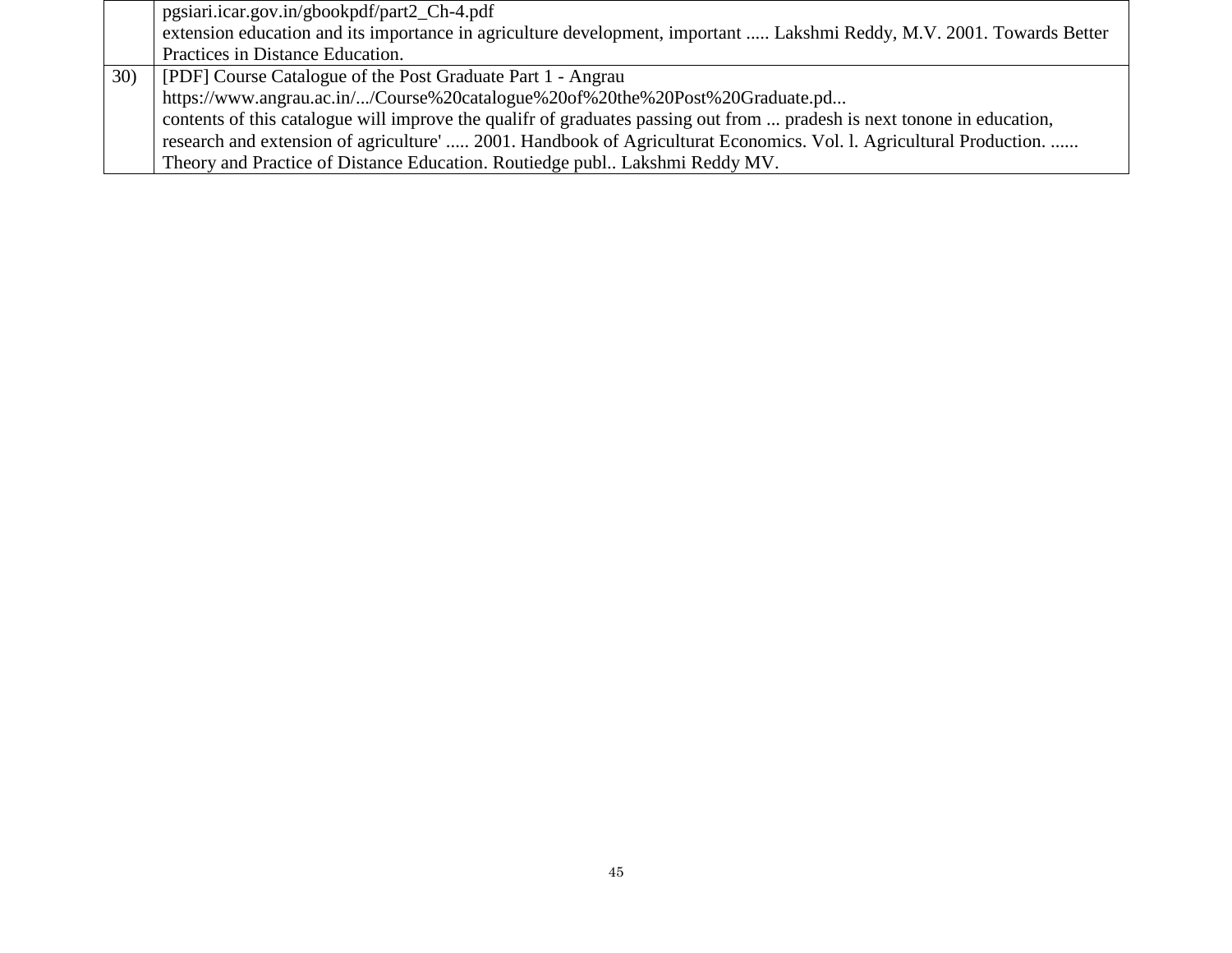| | |
|---|---|
| | pgsiari.icar.gov.in/gbookpdf/part2_Ch-4.pdf<br>extension education and its importance in agriculture development, important ..... Lakshmi Reddy, M.V. 2001. Towards Better Practices in Distance Education. |
| 30) | [PDF] Course Catalogue of the Post Graduate Part 1 - Angrau<br>https://www.angrau.ac.in/.../Course%20catalogue%20of%20the%20Post%20Graduate.pd...<br>contents of this catalogue will improve the qualifr of graduates passing out from ... pradesh is next tonone in education, research and extension of agriculture' ..... 2001. Handbook of Agriculturat Economics. Vol. l. Agricultural Production. ...... Theory and Practice of Distance Education. Routiedge publ.. Lakshmi Reddy MV. |